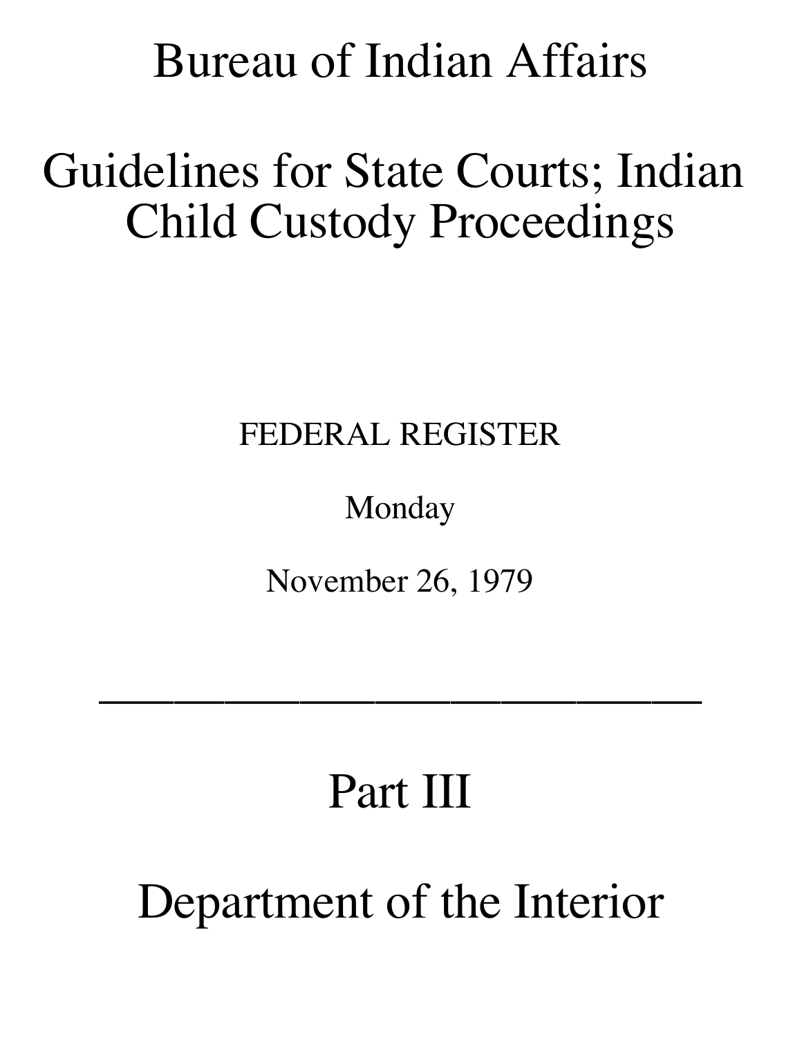# Bureau of Indian Affairs

# Guidelines for State Courts; Indian Child Custody Proceedings

FEDERAL REGISTER

Monday

November 26, 1979

---

# Part III

# Department of the Interior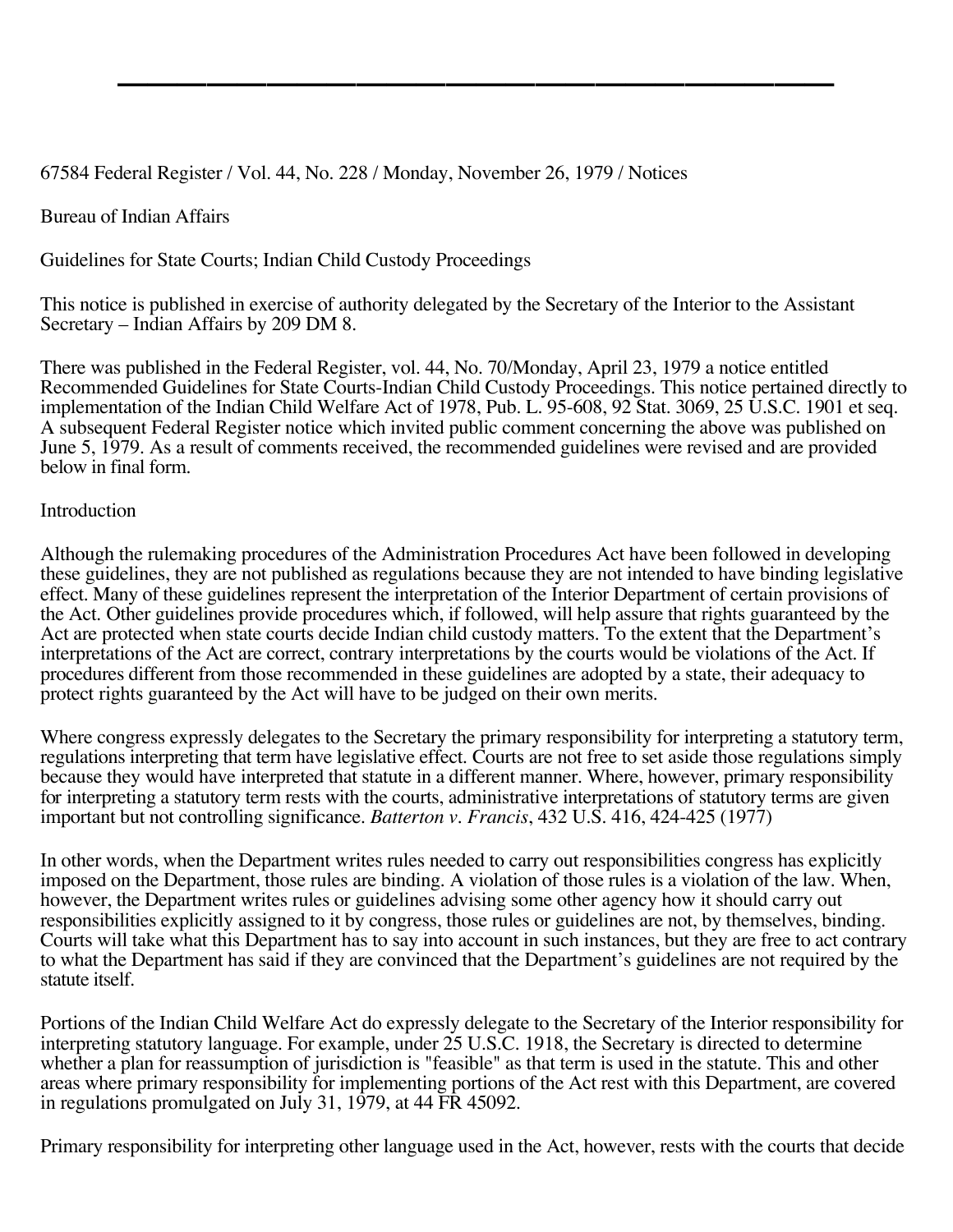67584 Federal Register / Vol. 44, No. 228 / Monday, November 26, 1979 / Notices

Bureau of Indian Affairs

Guidelines for State Courts; Indian Child Custody Proceedings

This notice is published in exercise of authority delegated by the Secretary of the Interior to the Assistant Secretary – Indian Affairs by 209 DM 8.

There was published in the Federal Register, vol. 44, No. 70/Monday, April 23, 1979 a notice entitled Recommended Guidelines for State Courts-Indian Child Custody Proceedings. This notice pertained directly to implementation of the Indian Child Welfare Act of 1978, Pub. L. 95-608, 92 Stat. 3069, 25 U.S.C. 1901 et seq. A subsequent Federal Register notice which invited public comment concerning the above was published on June 5, 1979. As a result of comments received, the recommended guidelines were revised and are provided below in final form.

## Introduction

Although the rulemaking procedures of the Administration Procedures Act have been followed in developing these guidelines, they are not published as regulations because they are not intended to have binding legislative effect. Many of these guidelines represent the interpretation of the Interior Department of certain provisions of the Act. Other guidelines provide procedures which, if followed, will help assure that rights guaranteed by the Act are protected when state courts decide Indian child custody matters. To the extent that the Department's interpretations of the Act are correct, contrary interpretations by the courts would be violations of the Act. If procedures different from those recommended in these guidelines are adopted by a state, their adequacy to protect rights guaranteed by the Act will have to be judged on their own merits.

Where congress expressly delegates to the Secretary the primary responsibility for interpreting a statutory term, regulations interpreting that term have legislative effect. Courts are not free to set aside those regulations simply because they would have interpreted that statute in a different manner. Where, however, primary responsibility for interpreting a statutory term rests with the courts, administrative interpretations of statutory terms are given important but not controlling significance. *Batterton v. Francis*, 432 U.S. 416, 424-425 (1977)

In other words, when the Department writes rules needed to carry out responsibilities congress has explicitly imposed on the Department, those rules are binding. A violation of those rules is a violation of the law. When, however, the Department writes rules or guidelines advising some other agency how it should carry out responsibilities explicitly assigned to it by congress, those rules or guidelines are not, by themselves, binding. Courts will take what this Department has to say into account in such instances, but they are free to act contrary to what the Department has said if they are convinced that the Department's guidelines are not required by the statute itself.

Portions of the Indian Child Welfare Act do expressly delegate to the Secretary of the Interior responsibility for interpreting statutory language. For example, under 25 U.S.C. 1918, the Secretary is directed to determine whether a plan for reassumption of jurisdiction is "feasible" as that term is used in the statute. This and other areas where primary responsibility for implementing portions of the Act rest with this Department, are covered in regulations promulgated on July 31, 1979, at 44 FR 45092.

Primary responsibility for interpreting other language used in the Act, however, rests with the courts that decide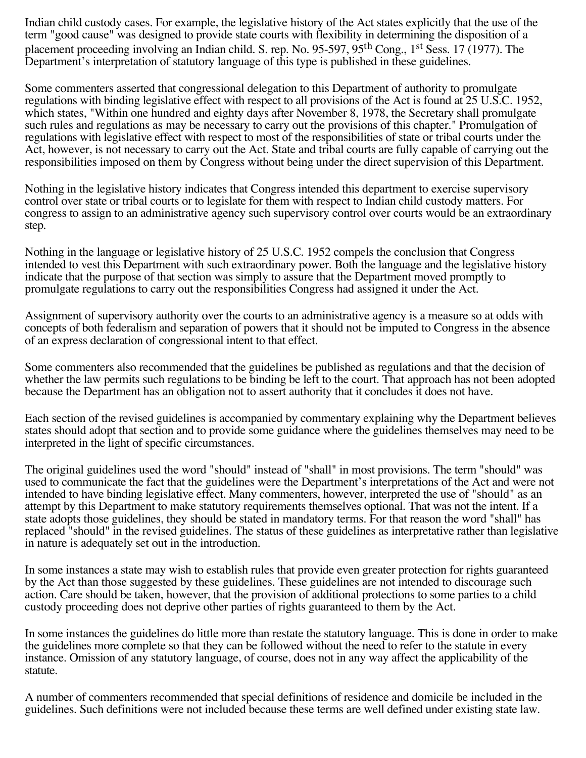Indian child custody cases. For example, the legislative history of the Act states explicitly that the use of the term "good cause" was designed to provide state courts with flexibility in determining the disposition of a placement proceeding involving an Indian child. S. rep. No. 95-597, 95th Cong., 1st Sess. 17 (1977). The Department's interpretation of statutory language of this type is published in these guidelines.

Some commenters asserted that congressional delegation to this Department of authority to promulgate regulations with binding legislative effect with respect to all provisions of the Act is found at 25 U.S.C. 1952, which states, "Within one hundred and eighty days after November 8, 1978, the Secretary shall promulgate such rules and regulations as may be necessary to carry out the provisions of this chapter." Promulgation of regulations with legislative effect with respect to most of the responsibilities of state or tribal courts under the Act, however, is not necessary to carry out the Act. State and tribal courts are fully capable of carrying out the responsibilities imposed on them by Congress without being under the direct supervision of this Department.

Nothing in the legislative history indicates that Congress intended this department to exercise supervisory control over state or tribal courts or to legislate for them with respect to Indian child custody matters. For congress to assign to an administrative agency such supervisory control over courts would be an extraordinary step.

Nothing in the language or legislative history of 25 U.S.C. 1952 compels the conclusion that Congress intended to vest this Department with such extraordinary power. Both the language and the legislative history indicate that the purpose of that section was simply to assure that the Department moved promptly to promulgate regulations to carry out the responsibilities Congress had assigned it under the Act.

Assignment of supervisory authority over the courts to an administrative agency is a measure so at odds with concepts of both federalism and separation of powers that it should not be imputed to Congress in the absence of an express declaration of congressional intent to that effect.

Some commenters also recommended that the guidelines be published as regulations and that the decision of whether the law permits such regulations to be binding be left to the court. That approach has not been adopted because the Department has an obligation not to assert authority that it concludes it does not have.

Each section of the revised guidelines is accompanied by commentary explaining why the Department believes states should adopt that section and to provide some guidance where the guidelines themselves may need to be interpreted in the light of specific circumstances.

The original guidelines used the word "should" instead of "shall" in most provisions. The term "should" was used to communicate the fact that the guidelines were the Department's interpretations of the Act and were not intended to have binding legislative effect. Many commenters, however, interpreted the use of "should" as an attempt by this Department to make statutory requirements themselves optional. That was not the intent. If a state adopts those guidelines, they should be stated in mandatory terms. For that reason the word "shall" has replaced "should" in the revised guidelines. The status of these guidelines as interpretative rather than legislative in nature is adequately set out in the introduction.

In some instances a state may wish to establish rules that provide even greater protection for rights guaranteed by the Act than those suggested by these guidelines. These guidelines are not intended to discourage such action. Care should be taken, however, that the provision of additional protections to some parties to a child custody proceeding does not deprive other parties of rights guaranteed to them by the Act.

In some instances the guidelines do little more than restate the statutory language. This is done in order to make the guidelines more complete so that they can be followed without the need to refer to the statute in every instance. Omission of any statutory language, of course, does not in any way affect the applicability of the statute.

A number of commenters recommended that special definitions of residence and domicile be included in the guidelines. Such definitions were not included because these terms are well defined under existing state law.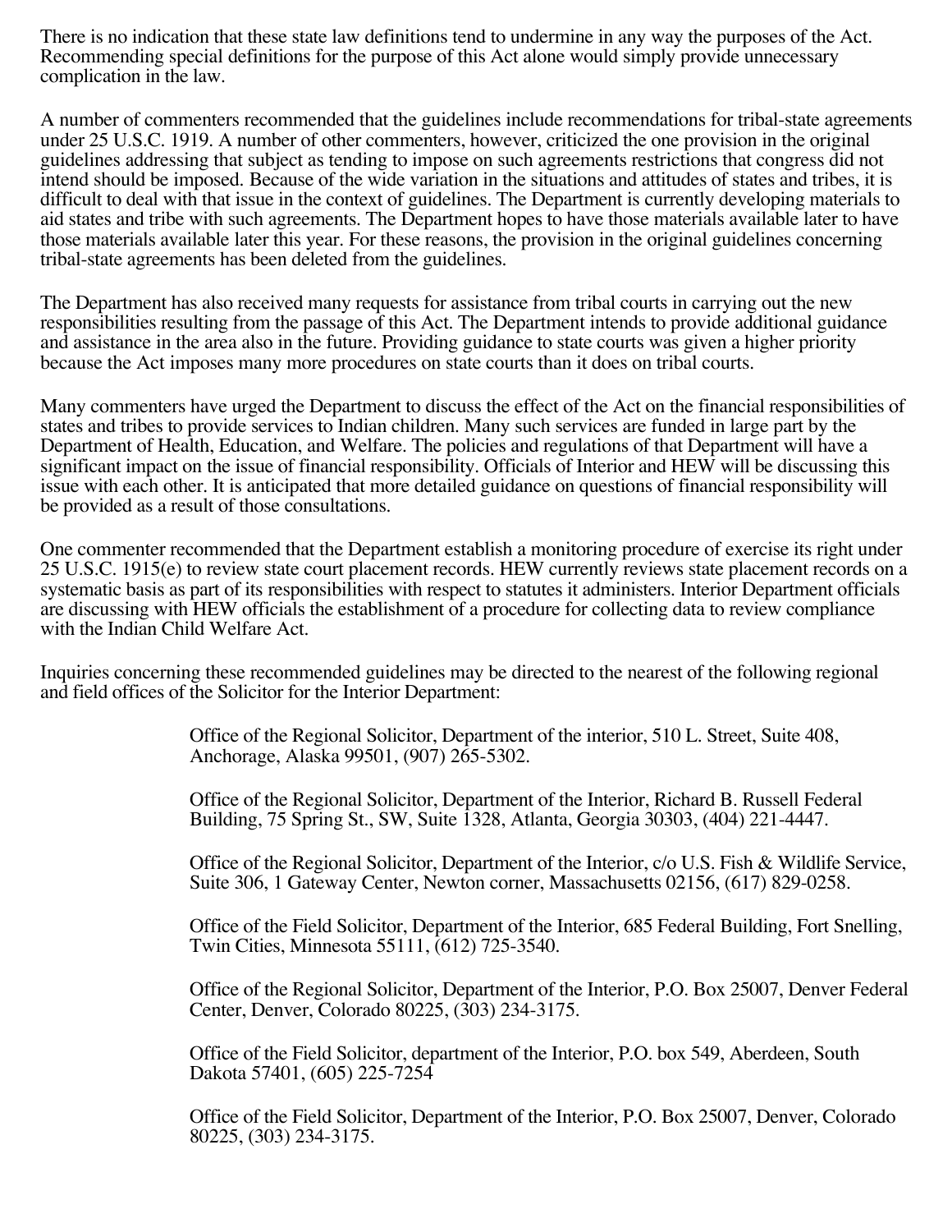There is no indication that these state law definitions tend to undermine in any way the purposes of the Act. Recommending special definitions for the purpose of this Act alone would simply provide unnecessary complication in the law.

A number of commenters recommended that the guidelines include recommendations for tribal-state agreements under 25 U.S.C. 1919. A number of other commenters, however, criticized the one provision in the original guidelines addressing that subject as tending to impose on such agreements restrictions that congress did not intend should be imposed. Because of the wide variation in the situations and attitudes of states and tribes, it is difficult to deal with that issue in the context of guidelines. The Department is currently developing materials to aid states and tribe with such agreements. The Department hopes to have those materials available later to have those materials available later this year. For these reasons, the provision in the original guidelines concerning tribal-state agreements has been deleted from the guidelines.

The Department has also received many requests for assistance from tribal courts in carrying out the new responsibilities resulting from the passage of this Act. The Department intends to provide additional guidance and assistance in the area also in the future. Providing guidance to state courts was given a higher priority because the Act imposes many more procedures on state courts than it does on tribal courts.

Many commenters have urged the Department to discuss the effect of the Act on the financial responsibilities of states and tribes to provide services to Indian children. Many such services are funded in large part by the Department of Health, Education, and Welfare. The policies and regulations of that Department will have a significant impact on the issue of financial responsibility. Officials of Interior and HEW will be discussing this issue with each other. It is anticipated that more detailed guidance on questions of financial responsibility will be provided as a result of those consultations.

One commenter recommended that the Department establish a monitoring procedure of exercise its right under 25 U.S.C. 1915(e) to review state court placement records. HEW currently reviews state placement records on a systematic basis as part of its responsibilities with respect to statutes it administers. Interior Department officials are discussing with HEW officials the establishment of a procedure for collecting data to review compliance with the Indian Child Welfare Act.

Inquiries concerning these recommended guidelines may be directed to the nearest of the following regional and field offices of the Solicitor for the Interior Department:

Office of the Regional Solicitor, Department of the interior, 510 L. Street, Suite 408, Anchorage, Alaska 99501, (907) 265-5302.

Office of the Regional Solicitor, Department of the Interior, Richard B. Russell Federal Building, 75 Spring St., SW, Suite 1328, Atlanta, Georgia 30303, (404) 221-4447.

Office of the Regional Solicitor, Department of the Interior, c/o U.S. Fish & Wildlife Service, Suite 306, 1 Gateway Center, Newton corner, Massachusetts 02156, (617) 829-0258.

Office of the Field Solicitor, Department of the Interior, 685 Federal Building, Fort Snelling, Twin Cities, Minnesota 55111, (612) 725-3540.

Office of the Regional Solicitor, Department of the Interior, P.O. Box 25007, Denver Federal Center, Denver, Colorado 80225, (303) 234-3175.

Office of the Field Solicitor, department of the Interior, P.O. box 549, Aberdeen, South Dakota 57401, (605) 225-7254

Office of the Field Solicitor, Department of the Interior, P.O. Box 25007, Denver, Colorado 80225, (303) 234-3175.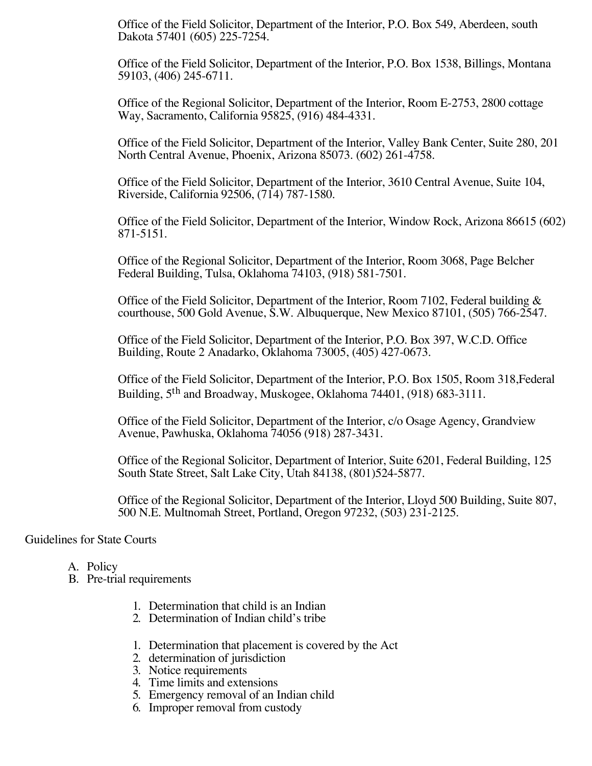Office of the Field Solicitor, Department of the Interior, P.O. Box 549, Aberdeen, south Dakota 57401 (605) 225-7254.

Office of the Field Solicitor, Department of the Interior, P.O. Box 1538, Billings, Montana 59103, (406) 245-6711.

Office of the Regional Solicitor, Department of the Interior, Room E-2753, 2800 cottage Way, Sacramento, California 95825, (916) 484-4331.

Office of the Field Solicitor, Department of the Interior, Valley Bank Center, Suite 280, 201 North Central Avenue, Phoenix, Arizona 85073. (602) 261-4758.

Office of the Field Solicitor, Department of the Interior, 3610 Central Avenue, Suite 104, Riverside, California 92506, (714) 787-1580.

Office of the Field Solicitor, Department of the Interior, Window Rock, Arizona 86615 (602) 871-5151.

Office of the Regional Solicitor, Department of the Interior, Room 3068, Page Belcher Federal Building, Tulsa, Oklahoma 74103, (918) 581-7501.

Office of the Field Solicitor, Department of the Interior, Room 7102, Federal building & courthouse, 500 Gold Avenue, S.W. Albuquerque, New Mexico 87101, (505) 766-2547.

Office of the Field Solicitor, Department of the Interior, P.O. Box 397, W.C.D. Office Building, Route 2 Anadarko, Oklahoma 73005, (405) 427-0673.

Office of the Field Solicitor, Department of the Interior, P.O. Box 1505, Room 318,Federal Building, 5th and Broadway, Muskogee, Oklahoma 74401, (918) 683-3111.

Office of the Field Solicitor, Department of the Interior, c/o Osage Agency, Grandview Avenue, Pawhuska, Oklahoma 74056 (918) 287-3431.

Office of the Regional Solicitor, Department of Interior, Suite 6201, Federal Building, 125 South State Street, Salt Lake City, Utah 84138, (801)524-5877.

Office of the Regional Solicitor, Department of the Interior, Lloyd 500 Building, Suite 807, 500 N.E. Multnomah Street, Portland, Oregon 97232, (503) 231-2125.

Guidelines for State Courts

A. Policy
B. Pre-trial requirements

1. Determination that child is an Indian
2. Determination of Indian child's tribe

1. Determination that placement is covered by the Act
2. determination of jurisdiction
3. Notice requirements
4. Time limits and extensions
5. Emergency removal of an Indian child
6. Improper removal from custody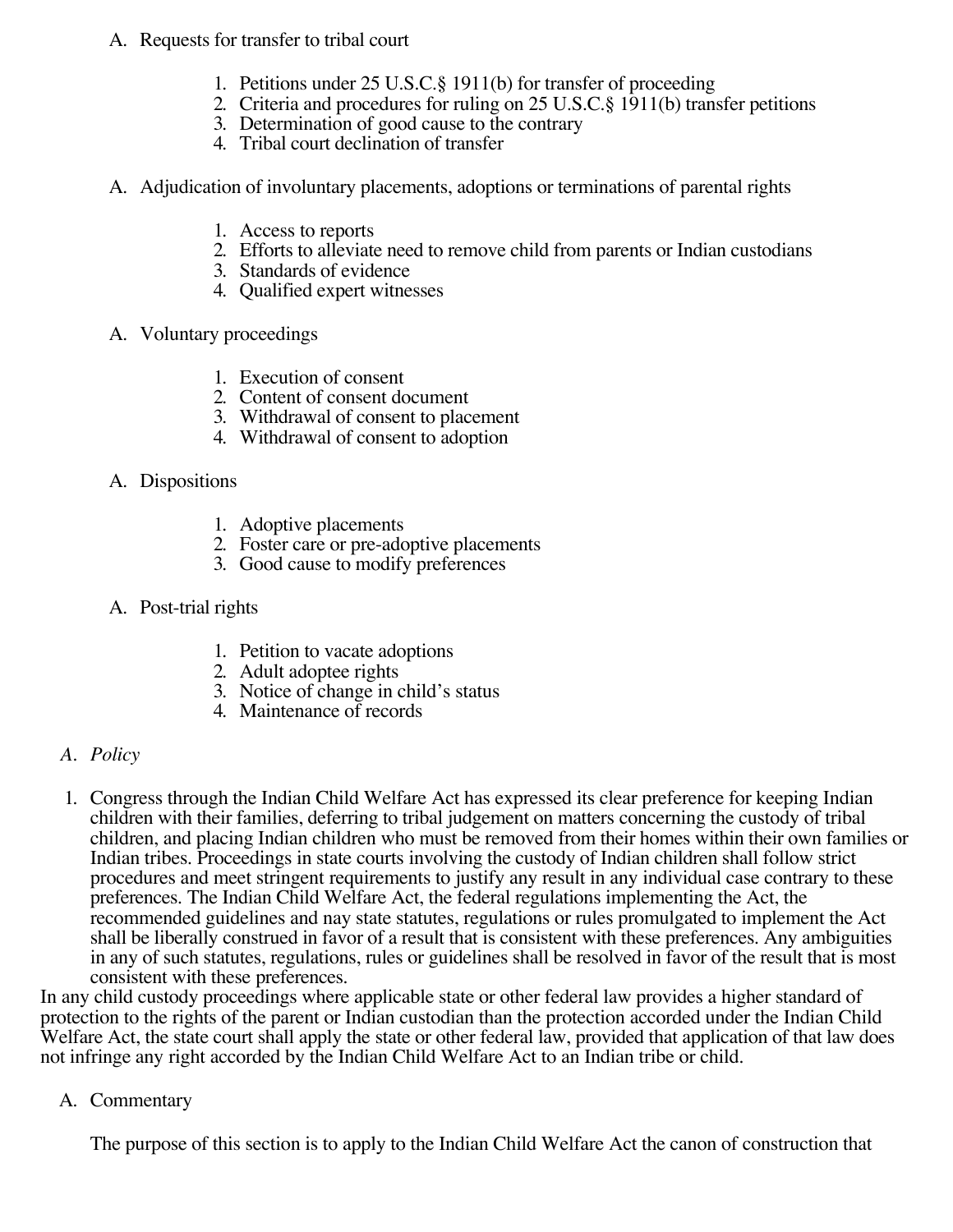A. Requests for transfer to tribal court

   1. Petitions under 25 U.S.C.§ 1911(b) for transfer of proceeding
   2. Criteria and procedures for ruling on 25 U.S.C.§ 1911(b) transfer petitions
   3. Determination of good cause to the contrary
   4. Tribal court declination of transfer

A. Adjudication of involuntary placements, adoptions or terminations of parental rights

   1. Access to reports
   2. Efforts to alleviate need to remove child from parents or Indian custodians
   3. Standards of evidence
   4. Qualified expert witnesses

A. Voluntary proceedings

   1. Execution of consent
   2. Content of consent document
   3. Withdrawal of consent to placement
   4. Withdrawal of consent to adoption

A. Dispositions

   1. Adoptive placements
   2. Foster care or pre-adoptive placements
   3. Good cause to modify preferences

A. Post-trial rights

   1. Petition to vacate adoptions
   2. Adult adoptee rights
   3. Notice of change in child's status
   4. Maintenance of records

A. *Policy*

1. Congress through the Indian Child Welfare Act has expressed its clear preference for keeping Indian children with their families, deferring to tribal judgement on matters concerning the custody of tribal children, and placing Indian children who must be removed from their homes within their own families or Indian tribes. Proceedings in state courts involving the custody of Indian children shall follow strict procedures and meet stringent requirements to justify any result in any individual case contrary to these preferences. The Indian Child Welfare Act, the federal regulations implementing the Act, the recommended guidelines and nay state statutes, regulations or rules promulgated to implement the Act shall be liberally construed in favor of a result that is consistent with these preferences. Any ambiguities in any of such statutes, regulations, rules or guidelines shall be resolved in favor of the result that is most consistent with these preferences.

In any child custody proceedings where applicable state or other federal law provides a higher standard of protection to the rights of the parent or Indian custodian than the protection accorded under the Indian Child Welfare Act, the state court shall apply the state or other federal law, provided that application of that law does not infringe any right accorded by the Indian Child Welfare Act to an Indian tribe or child.

A. Commentary

The purpose of this section is to apply to the Indian Child Welfare Act the canon of construction that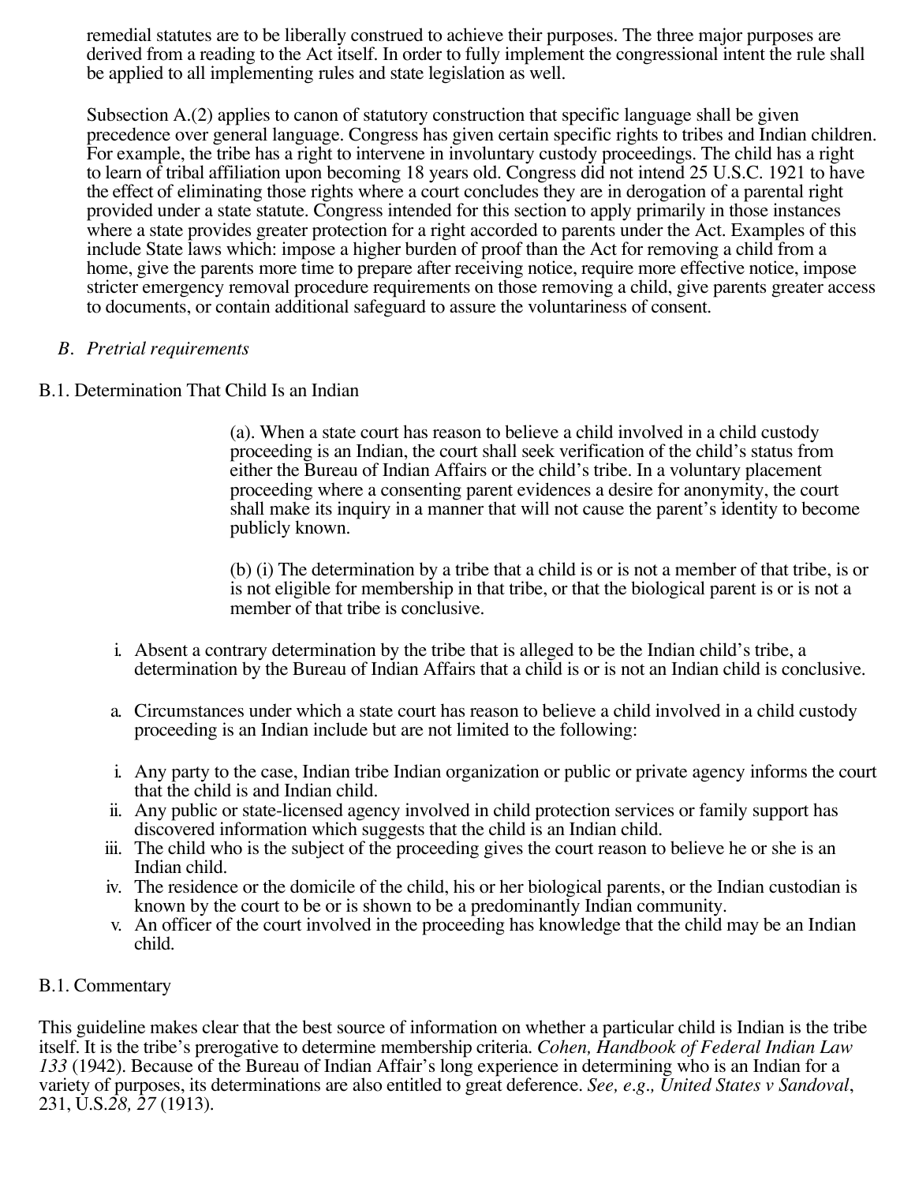remedial statutes are to be liberally construed to achieve their purposes. The three major purposes are derived from a reading to the Act itself. In order to fully implement the congressional intent the rule shall be applied to all implementing rules and state legislation as well.

Subsection A.(2) applies to canon of statutory construction that specific language shall be given precedence over general language. Congress has given certain specific rights to tribes and Indian children. For example, the tribe has a right to intervene in involuntary custody proceedings. The child has a right to learn of tribal affiliation upon becoming 18 years old. Congress did not intend 25 U.S.C. 1921 to have the effect of eliminating those rights where a court concludes they are in derogation of a parental right provided under a state statute. Congress intended for this section to apply primarily in those instances where a state provides greater protection for a right accorded to parents under the Act. Examples of this include State laws which: impose a higher burden of proof than the Act for removing a child from a home, give the parents more time to prepare after receiving notice, require more effective notice, impose stricter emergency removal procedure requirements on those removing a child, give parents greater access to documents, or contain additional safeguard to assure the voluntariness of consent.

*B. Pretrial requirements*

B.1. Determination That Child Is an Indian

(a). When a state court has reason to believe a child involved in a child custody proceeding is an Indian, the court shall seek verification of the child's status from either the Bureau of Indian Affairs or the child's tribe. In a voluntary placement proceeding where a consenting parent evidences a desire for anonymity, the court shall make its inquiry in a manner that will not cause the parent's identity to become publicly known.

(b) (i) The determination by a tribe that a child is or is not a member of that tribe, is or is not eligible for membership in that tribe, or that the biological parent is or is not a member of that tribe is conclusive.

i. Absent a contrary determination by the tribe that is alleged to be the Indian child's tribe, a determination by the Bureau of Indian Affairs that a child is or is not an Indian child is conclusive.

a. Circumstances under which a state court has reason to believe a child involved in a child custody proceeding is an Indian include but are not limited to the following:

i. Any party to the case, Indian tribe Indian organization or public or private agency informs the court that the child is and Indian child.
ii. Any public or state-licensed agency involved in child protection services or family support has discovered information which suggests that the child is an Indian child.
iii. The child who is the subject of the proceeding gives the court reason to believe he or she is an Indian child.
iv. The residence or the domicile of the child, his or her biological parents, or the Indian custodian is known by the court to be or is shown to be a predominantly Indian community.
v. An officer of the court involved in the proceeding has knowledge that the child may be an Indian child.

B.1. Commentary

This guideline makes clear that the best source of information on whether a particular child is Indian is the tribe itself. It is the tribe's prerogative to determine membership criteria. *Cohen, Handbook of Federal Indian Law 133* (1942). Because of the Bureau of Indian Affair's long experience in determining who is an Indian for a variety of purposes, its determinations are also entitled to great deference. *See, e.g., United States v Sandoval*, 231, U.S.*28, 27* (1913).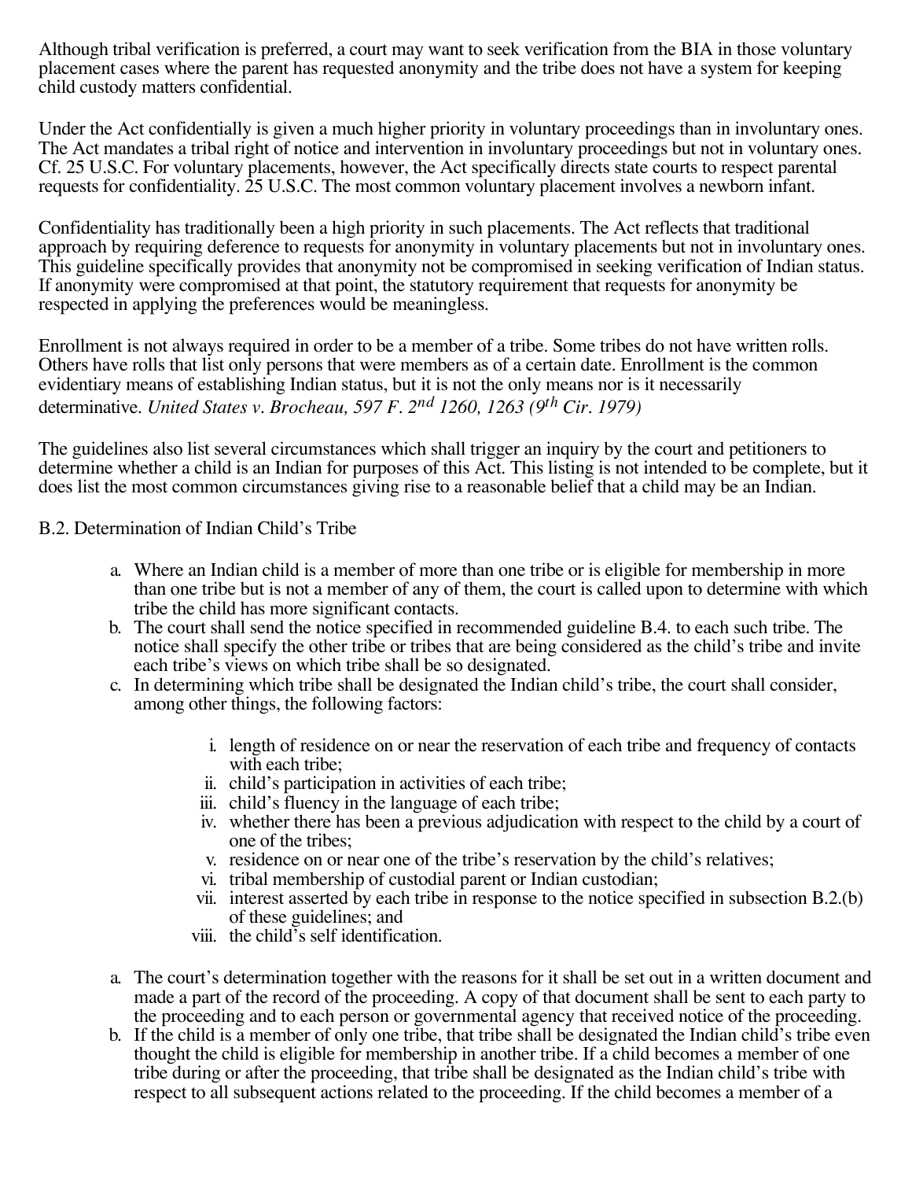Although tribal verification is preferred, a court may want to seek verification from the BIA in those voluntary placement cases where the parent has requested anonymity and the tribe does not have a system for keeping child custody matters confidential.

Under the Act confidentially is given a much higher priority in voluntary proceedings than in involuntary ones. The Act mandates a tribal right of notice and intervention in involuntary proceedings but not in voluntary ones. Cf. 25 U.S.C. For voluntary placements, however, the Act specifically directs state courts to respect parental requests for confidentiality. 25 U.S.C. The most common voluntary placement involves a newborn infant.

Confidentiality has traditionally been a high priority in such placements. The Act reflects that traditional approach by requiring deference to requests for anonymity in voluntary placements but not in involuntary ones. This guideline specifically provides that anonymity not be compromised in seeking verification of Indian status. If anonymity were compromised at that point, the statutory requirement that requests for anonymity be respected in applying the preferences would be meaningless.

Enrollment is not always required in order to be a member of a tribe. Some tribes do not have written rolls. Others have rolls that list only persons that were members as of a certain date. Enrollment is the common evidentiary means of establishing Indian status, but it is not the only means nor is it necessarily determinative. *United States v. Brocheau, 597 F. 2nd 1260, 1263 (9th Cir. 1979)*

The guidelines also list several circumstances which shall trigger an inquiry by the court and petitioners to determine whether a child is an Indian for purposes of this Act. This listing is not intended to be complete, but it does list the most common circumstances giving rise to a reasonable belief that a child may be an Indian.

B.2. Determination of Indian Child's Tribe

a. Where an Indian child is a member of more than one tribe or is eligible for membership in more than one tribe but is not a member of any of them, the court is called upon to determine with which tribe the child has more significant contacts.
b. The court shall send the notice specified in recommended guideline B.4. to each such tribe. The notice shall specify the other tribe or tribes that are being considered as the child's tribe and invite each tribe's views on which tribe shall be so designated.
c. In determining which tribe shall be designated the Indian child's tribe, the court shall consider, among other things, the following factors:

    i. length of residence on or near the reservation of each tribe and frequency of contacts with each tribe;
    ii. child's participation in activities of each tribe;
    iii. child's fluency in the language of each tribe;
    iv. whether there has been a previous adjudication with respect to the child by a court of one of the tribes;
    v. residence on or near one of the tribe's reservation by the child's relatives;
    vi. tribal membership of custodial parent or Indian custodian;
    vii. interest asserted by each tribe in response to the notice specified in subsection B.2.(b) of these guidelines; and
    viii. the child's self identification.

a. The court's determination together with the reasons for it shall be set out in a written document and made a part of the record of the proceeding. A copy of that document shall be sent to each party to the proceeding and to each person or governmental agency that received notice of the proceeding.
b. If the child is a member of only one tribe, that tribe shall be designated the Indian child's tribe even thought the child is eligible for membership in another tribe. If a child becomes a member of one tribe during or after the proceeding, that tribe shall be designated as the Indian child's tribe with respect to all subsequent actions related to the proceeding. If the child becomes a member of a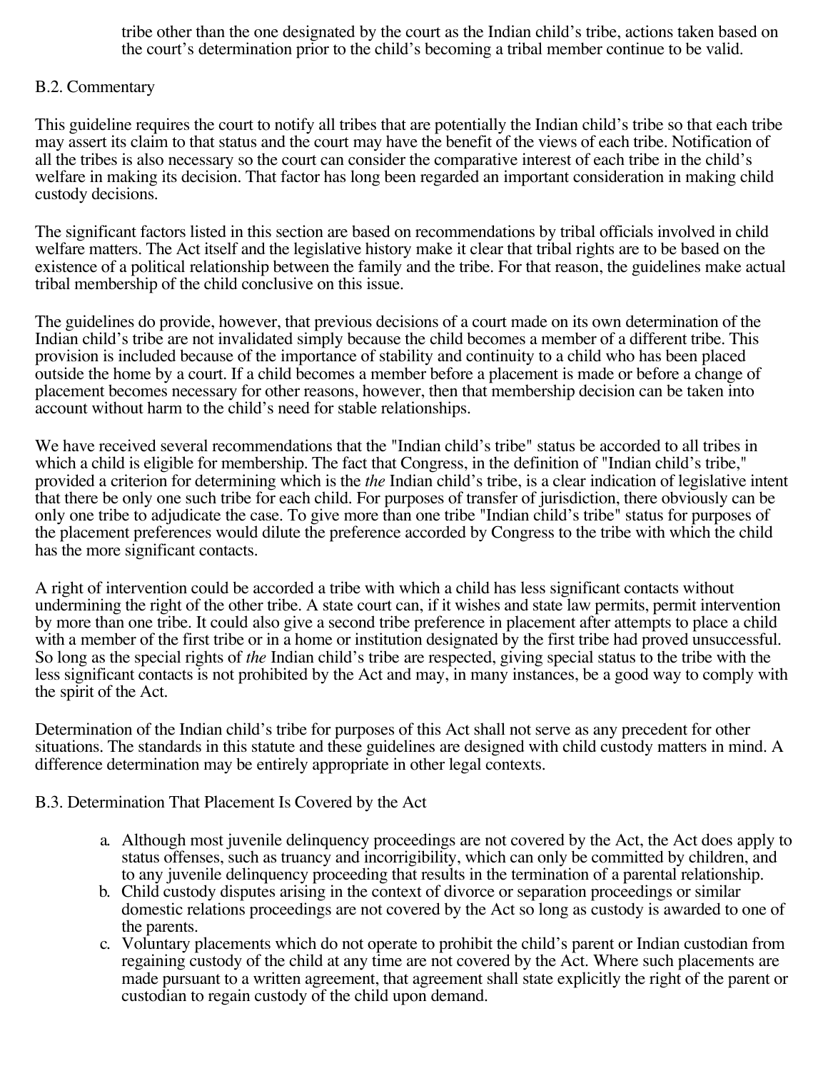tribe other than the one designated by the court as the Indian child's tribe, actions taken based on the court's determination prior to the child's becoming a tribal member continue to be valid.

B.2. Commentary

This guideline requires the court to notify all tribes that are potentially the Indian child's tribe so that each tribe may assert its claim to that status and the court may have the benefit of the views of each tribe. Notification of all the tribes is also necessary so the court can consider the comparative interest of each tribe in the child's welfare in making its decision. That factor has long been regarded an important consideration in making child custody decisions.

The significant factors listed in this section are based on recommendations by tribal officials involved in child welfare matters. The Act itself and the legislative history make it clear that tribal rights are to be based on the existence of a political relationship between the family and the tribe. For that reason, the guidelines make actual tribal membership of the child conclusive on this issue.

The guidelines do provide, however, that previous decisions of a court made on its own determination of the Indian child's tribe are not invalidated simply because the child becomes a member of a different tribe. This provision is included because of the importance of stability and continuity to a child who has been placed outside the home by a court. If a child becomes a member before a placement is made or before a change of placement becomes necessary for other reasons, however, then that membership decision can be taken into account without harm to the child's need for stable relationships.

We have received several recommendations that the "Indian child's tribe" status be accorded to all tribes in which a child is eligible for membership. The fact that Congress, in the definition of "Indian child's tribe," provided a criterion for determining which is the *the* Indian child's tribe, is a clear indication of legislative intent that there be only one such tribe for each child. For purposes of transfer of jurisdiction, there obviously can be only one tribe to adjudicate the case. To give more than one tribe "Indian child's tribe" status for purposes of the placement preferences would dilute the preference accorded by Congress to the tribe with which the child has the more significant contacts.

A right of intervention could be accorded a tribe with which a child has less significant contacts without undermining the right of the other tribe. A state court can, if it wishes and state law permits, permit intervention by more than one tribe. It could also give a second tribe preference in placement after attempts to place a child with a member of the first tribe or in a home or institution designated by the first tribe had proved unsuccessful. So long as the special rights of *the* Indian child's tribe are respected, giving special status to the tribe with the less significant contacts is not prohibited by the Act and may, in many instances, be a good way to comply with the spirit of the Act.

Determination of the Indian child's tribe for purposes of this Act shall not serve as any precedent for other situations. The standards in this statute and these guidelines are designed with child custody matters in mind. A difference determination may be entirely appropriate in other legal contexts.

B.3. Determination That Placement Is Covered by the Act

a. Although most juvenile delinquency proceedings are not covered by the Act, the Act does apply to status offenses, such as truancy and incorrigibility, which can only be committed by children, and to any juvenile delinquency proceeding that results in the termination of a parental relationship.
b. Child custody disputes arising in the context of divorce or separation proceedings or similar domestic relations proceedings are not covered by the Act so long as custody is awarded to one of the parents.
c. Voluntary placements which do not operate to prohibit the child's parent or Indian custodian from regaining custody of the child at any time are not covered by the Act. Where such placements are made pursuant to a written agreement, that agreement shall state explicitly the right of the parent or custodian to regain custody of the child upon demand.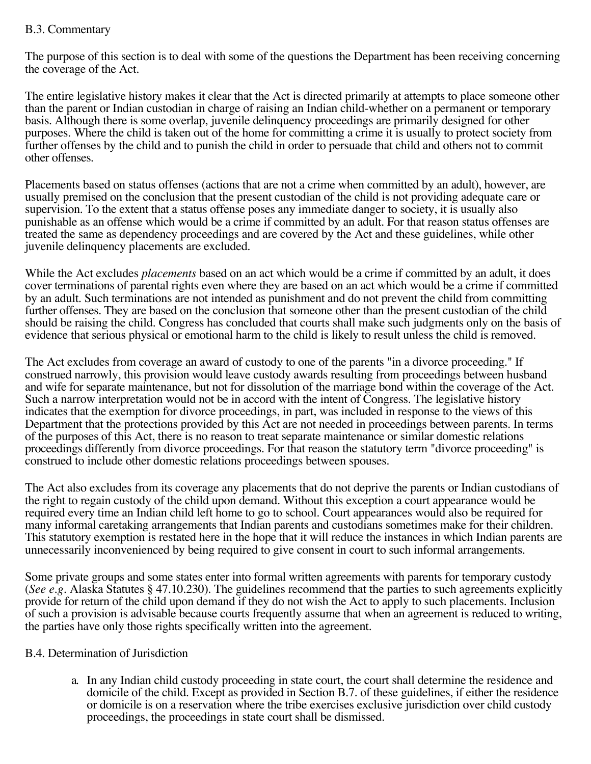### B.3. Commentary

The purpose of this section is to deal with some of the questions the Department has been receiving concerning the coverage of the Act.

The entire legislative history makes it clear that the Act is directed primarily at attempts to place someone other than the parent or Indian custodian in charge of raising an Indian child-whether on a permanent or temporary basis. Although there is some overlap, juvenile delinquency proceedings are primarily designed for other purposes. Where the child is taken out of the home for committing a crime it is usually to protect society from further offenses by the child and to punish the child in order to persuade that child and others not to commit other offenses.

Placements based on status offenses (actions that are not a crime when committed by an adult), however, are usually premised on the conclusion that the present custodian of the child is not providing adequate care or supervision. To the extent that a status offense poses any immediate danger to society, it is usually also punishable as an offense which would be a crime if committed by an adult. For that reason status offenses are treated the same as dependency proceedings and are covered by the Act and these guidelines, while other juvenile delinquency placements are excluded.

While the Act excludes *placements* based on an act which would be a crime if committed by an adult, it does cover terminations of parental rights even where they are based on an act which would be a crime if committed by an adult. Such terminations are not intended as punishment and do not prevent the child from committing further offenses. They are based on the conclusion that someone other than the present custodian of the child should be raising the child. Congress has concluded that courts shall make such judgments only on the basis of evidence that serious physical or emotional harm to the child is likely to result unless the child is removed.

The Act excludes from coverage an award of custody to one of the parents "in a divorce proceeding." If construed narrowly, this provision would leave custody awards resulting from proceedings between husband and wife for separate maintenance, but not for dissolution of the marriage bond within the coverage of the Act. Such a narrow interpretation would not be in accord with the intent of Congress. The legislative history indicates that the exemption for divorce proceedings, in part, was included in response to the views of this Department that the protections provided by this Act are not needed in proceedings between parents. In terms of the purposes of this Act, there is no reason to treat separate maintenance or similar domestic relations proceedings differently from divorce proceedings. For that reason the statutory term "divorce proceeding" is construed to include other domestic relations proceedings between spouses.

The Act also excludes from its coverage any placements that do not deprive the parents or Indian custodians of the right to regain custody of the child upon demand. Without this exception a court appearance would be required every time an Indian child left home to go to school. Court appearances would also be required for many informal caretaking arrangements that Indian parents and custodians sometimes make for their children. This statutory exemption is restated here in the hope that it will reduce the instances in which Indian parents are unnecessarily inconvenienced by being required to give consent in court to such informal arrangements.

Some private groups and some states enter into formal written agreements with parents for temporary custody (*See e.g.* Alaska Statutes § 47.10.230). The guidelines recommend that the parties to such agreements explicitly provide for return of the child upon demand if they do not wish the Act to apply to such placements. Inclusion of such a provision is advisable because courts frequently assume that when an agreement is reduced to writing, the parties have only those rights specifically written into the agreement.

### B.4. Determination of Jurisdiction

a. In any Indian child custody proceeding in state court, the court shall determine the residence and domicile of the child. Except as provided in Section B.7. of these guidelines, if either the residence or domicile is on a reservation where the tribe exercises exclusive jurisdiction over child custody proceedings, the proceedings in state court shall be dismissed.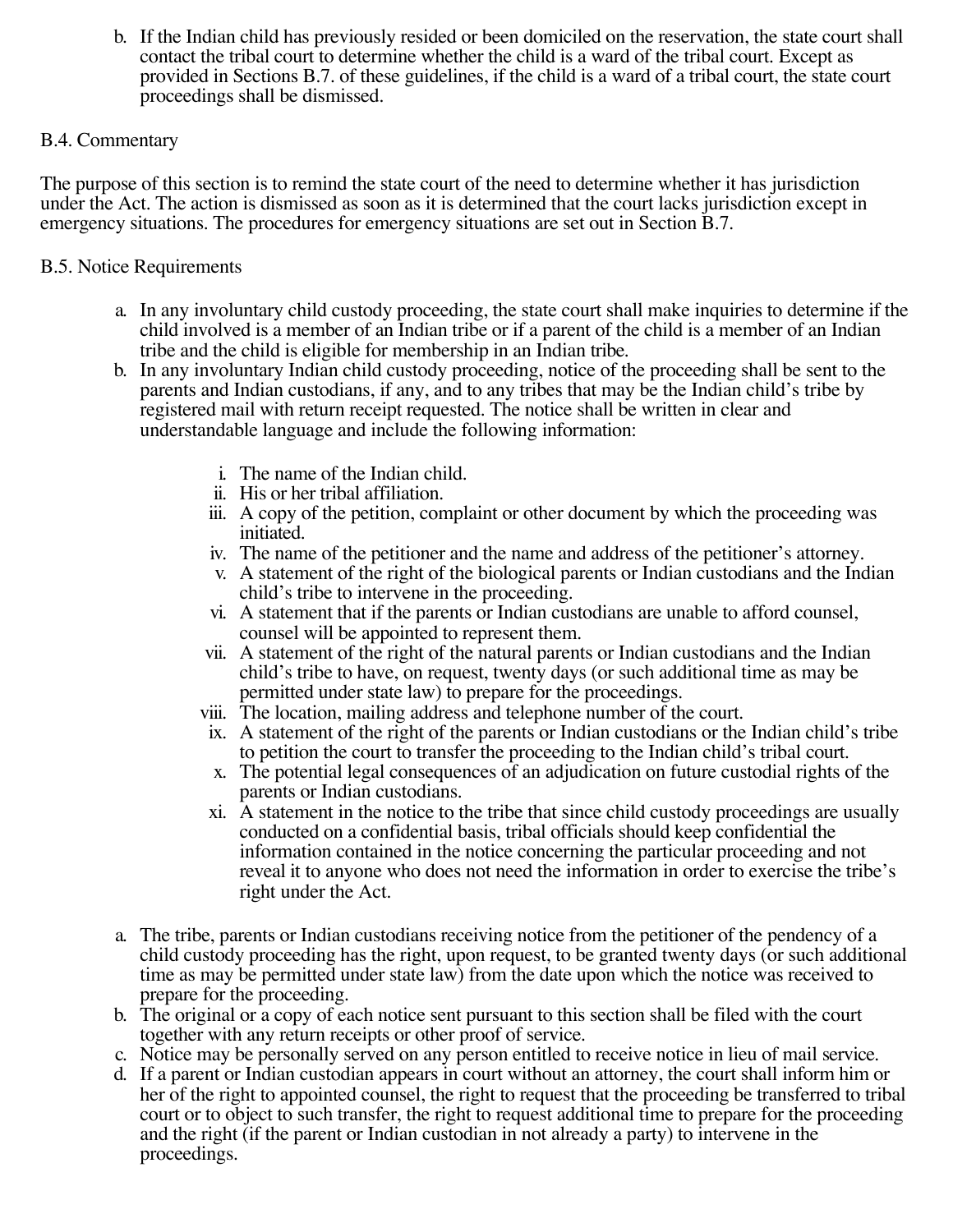b. If the Indian child has previously resided or been domiciled on the reservation, the state court shall contact the tribal court to determine whether the child is a ward of the tribal court. Except as provided in Sections B.7. of these guidelines, if the child is a ward of a tribal court, the state court proceedings shall be dismissed.

B.4. Commentary

The purpose of this section is to remind the state court of the need to determine whether it has jurisdiction under the Act. The action is dismissed as soon as it is determined that the court lacks jurisdiction except in emergency situations. The procedures for emergency situations are set out in Section B.7.

B.5. Notice Requirements

a. In any involuntary child custody proceeding, the state court shall make inquiries to determine if the child involved is a member of an Indian tribe or if a parent of the child is a member of an Indian tribe and the child is eligible for membership in an Indian tribe.
b. In any involuntary Indian child custody proceeding, notice of the proceeding shall be sent to the parents and Indian custodians, if any, and to any tribes that may be the Indian child's tribe by registered mail with return receipt requested. The notice shall be written in clear and understandable language and include the following information:

    i. The name of the Indian child.
    ii. His or her tribal affiliation.
    iii. A copy of the petition, complaint or other document by which the proceeding was initiated.
    iv. The name of the petitioner and the name and address of the petitioner's attorney.
    v. A statement of the right of the biological parents or Indian custodians and the Indian child's tribe to intervene in the proceeding.
    vi. A statement that if the parents or Indian custodians are unable to afford counsel, counsel will be appointed to represent them.
    vii. A statement of the right of the natural parents or Indian custodians and the Indian child's tribe to have, on request, twenty days (or such additional time as may be permitted under state law) to prepare for the proceedings.
    viii. The location, mailing address and telephone number of the court.
    ix. A statement of the right of the parents or Indian custodians or the Indian child's tribe to petition the court to transfer the proceeding to the Indian child's tribal court.
    x. The potential legal consequences of an adjudication on future custodial rights of the parents or Indian custodians.
    xi. A statement in the notice to the tribe that since child custody proceedings are usually conducted on a confidential basis, tribal officials should keep confidential the information contained in the notice concerning the particular proceeding and not reveal it to anyone who does not need the information in order to exercise the tribe's right under the Act.

a. The tribe, parents or Indian custodians receiving notice from the petitioner of the pendency of a child custody proceeding has the right, upon request, to be granted twenty days (or such additional time as may be permitted under state law) from the date upon which the notice was received to prepare for the proceeding.
b. The original or a copy of each notice sent pursuant to this section shall be filed with the court together with any return receipts or other proof of service.
c. Notice may be personally served on any person entitled to receive notice in lieu of mail service.
d. If a parent or Indian custodian appears in court without an attorney, the court shall inform him or her of the right to appointed counsel, the right to request that the proceeding be transferred to tribal court or to object to such transfer, the right to request additional time to prepare for the proceeding and the right (if the parent or Indian custodian in not already a party) to intervene in the proceedings.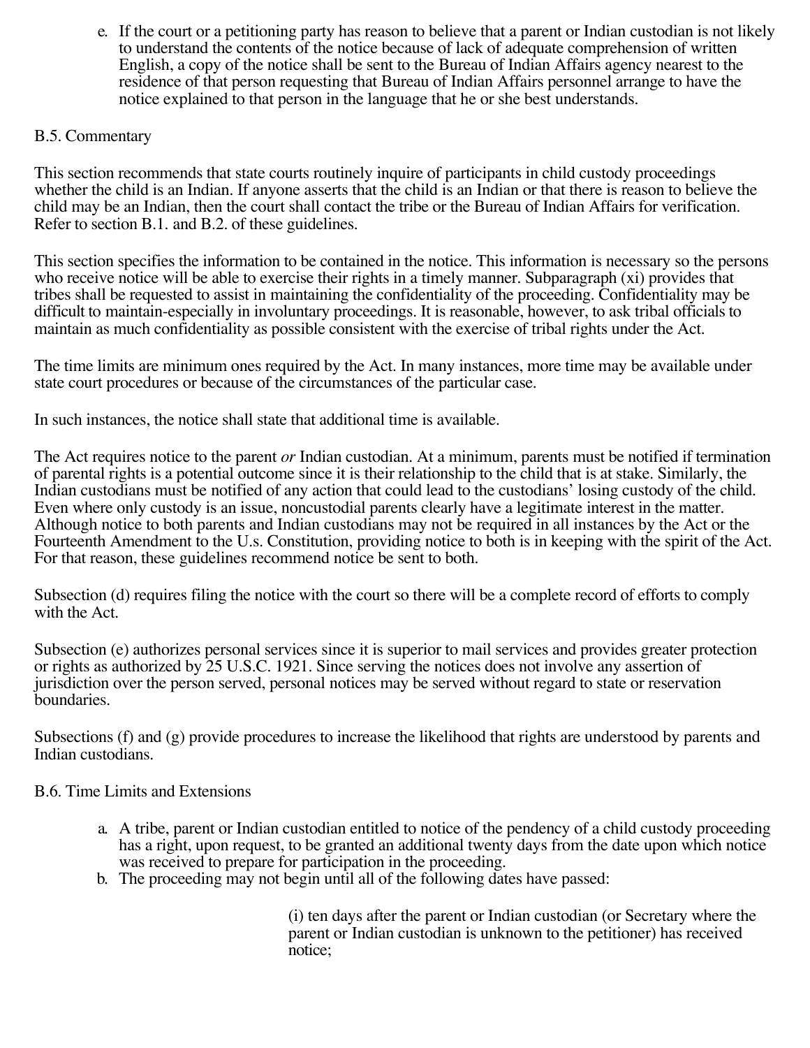e. If the court or a petitioning party has reason to believe that a parent or Indian custodian is not likely to understand the contents of the notice because of lack of adequate comprehension of written English, a copy of the notice shall be sent to the Bureau of Indian Affairs agency nearest to the residence of that person requesting that Bureau of Indian Affairs personnel arrange to have the notice explained to that person in the language that he or she best understands.

B.5. Commentary

This section recommends that state courts routinely inquire of participants in child custody proceedings whether the child is an Indian. If anyone asserts that the child is an Indian or that there is reason to believe the child may be an Indian, then the court shall contact the tribe or the Bureau of Indian Affairs for verification. Refer to section B.1. and B.2. of these guidelines.

This section specifies the information to be contained in the notice. This information is necessary so the persons who receive notice will be able to exercise their rights in a timely manner. Subparagraph (xi) provides that tribes shall be requested to assist in maintaining the confidentiality of the proceeding. Confidentiality may be difficult to maintain-especially in involuntary proceedings. It is reasonable, however, to ask tribal officials to maintain as much confidentiality as possible consistent with the exercise of tribal rights under the Act.

The time limits are minimum ones required by the Act. In many instances, more time may be available under state court procedures or because of the circumstances of the particular case.

In such instances, the notice shall state that additional time is available.

The Act requires notice to the parent *or* Indian custodian. At a minimum, parents must be notified if termination of parental rights is a potential outcome since it is their relationship to the child that is at stake. Similarly, the Indian custodians must be notified of any action that could lead to the custodians' losing custody of the child. Even where only custody is an issue, noncustodial parents clearly have a legitimate interest in the matter. Although notice to both parents and Indian custodians may not be required in all instances by the Act or the Fourteenth Amendment to the U.s. Constitution, providing notice to both is in keeping with the spirit of the Act. For that reason, these guidelines recommend notice be sent to both.

Subsection (d) requires filing the notice with the court so there will be a complete record of efforts to comply with the Act.

Subsection (e) authorizes personal services since it is superior to mail services and provides greater protection or rights as authorized by 25 U.S.C. 1921. Since serving the notices does not involve any assertion of jurisdiction over the person served, personal notices may be served without regard to state or reservation boundaries.

Subsections (f) and (g) provide procedures to increase the likelihood that rights are understood by parents and Indian custodians.

B.6. Time Limits and Extensions

a. A tribe, parent or Indian custodian entitled to notice of the pendency of a child custody proceeding has a right, upon request, to be granted an additional twenty days from the date upon which notice was received to prepare for participation in the proceeding.
b. The proceeding may not begin until all of the following dates have passed:

    (i) ten days after the parent or Indian custodian (or Secretary where the parent or Indian custodian is unknown to the petitioner) has received notice;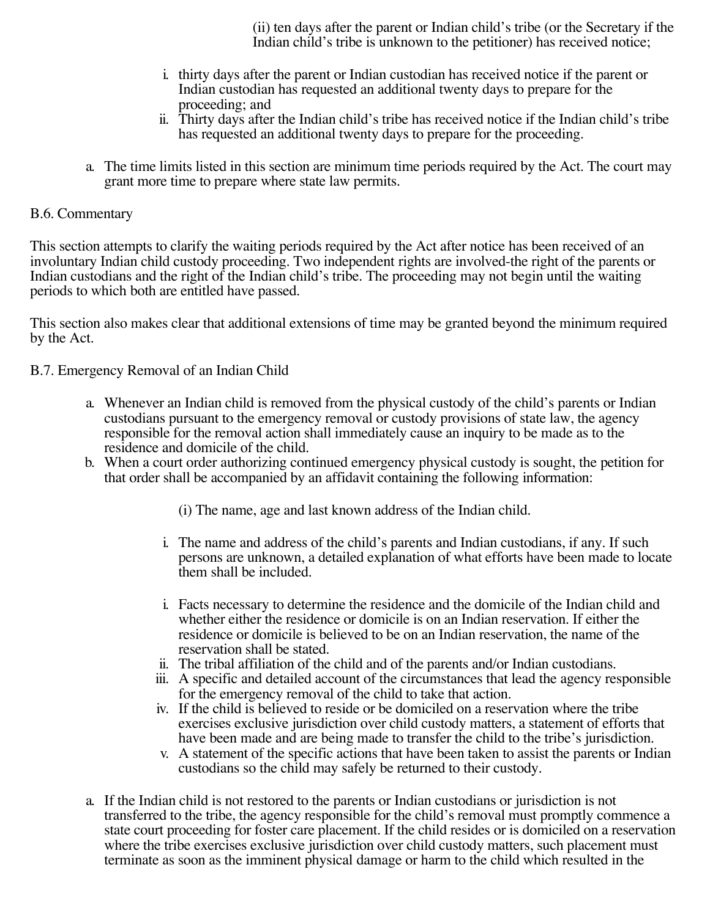(ii) ten days after the parent or Indian child's tribe (or the Secretary if the Indian child's tribe is unknown to the petitioner) has received notice;

i. thirty days after the parent or Indian custodian has received notice if the parent or Indian custodian has requested an additional twenty days to prepare for the proceeding; and
ii. Thirty days after the Indian child's tribe has received notice if the Indian child's tribe has requested an additional twenty days to prepare for the proceeding.

a. The time limits listed in this section are minimum time periods required by the Act. The court may grant more time to prepare where state law permits.

B.6. Commentary

This section attempts to clarify the waiting periods required by the Act after notice has been received of an involuntary Indian child custody proceeding. Two independent rights are involved-the right of the parents or Indian custodians and the right of the Indian child's tribe. The proceeding may not begin until the waiting periods to which both are entitled have passed.

This section also makes clear that additional extensions of time may be granted beyond the minimum required by the Act.

B.7. Emergency Removal of an Indian Child

a. Whenever an Indian child is removed from the physical custody of the child's parents or Indian custodians pursuant to the emergency removal or custody provisions of state law, the agency responsible for the removal action shall immediately cause an inquiry to be made as to the residence and domicile of the child.
b. When a court order authorizing continued emergency physical custody is sought, the petition for that order shall be accompanied by an affidavit containing the following information:

(i) The name, age and last known address of the Indian child.

i. The name and address of the child's parents and Indian custodians, if any. If such persons are unknown, a detailed explanation of what efforts have been made to locate them shall be included.

i. Facts necessary to determine the residence and the domicile of the Indian child and whether either the residence or domicile is on an Indian reservation. If either the residence or domicile is believed to be on an Indian reservation, the name of the reservation shall be stated.
ii. The tribal affiliation of the child and of the parents and/or Indian custodians.
iii. A specific and detailed account of the circumstances that lead the agency responsible for the emergency removal of the child to take that action.
iv. If the child is believed to reside or be domiciled on a reservation where the tribe exercises exclusive jurisdiction over child custody matters, a statement of efforts that have been made and are being made to transfer the child to the tribe's jurisdiction.
v. A statement of the specific actions that have been taken to assist the parents or Indian custodians so the child may safely be returned to their custody.

a. If the Indian child is not restored to the parents or Indian custodians or jurisdiction is not transferred to the tribe, the agency responsible for the child's removal must promptly commence a state court proceeding for foster care placement. If the child resides or is domiciled on a reservation where the tribe exercises exclusive jurisdiction over child custody matters, such placement must terminate as soon as the imminent physical damage or harm to the child which resulted in the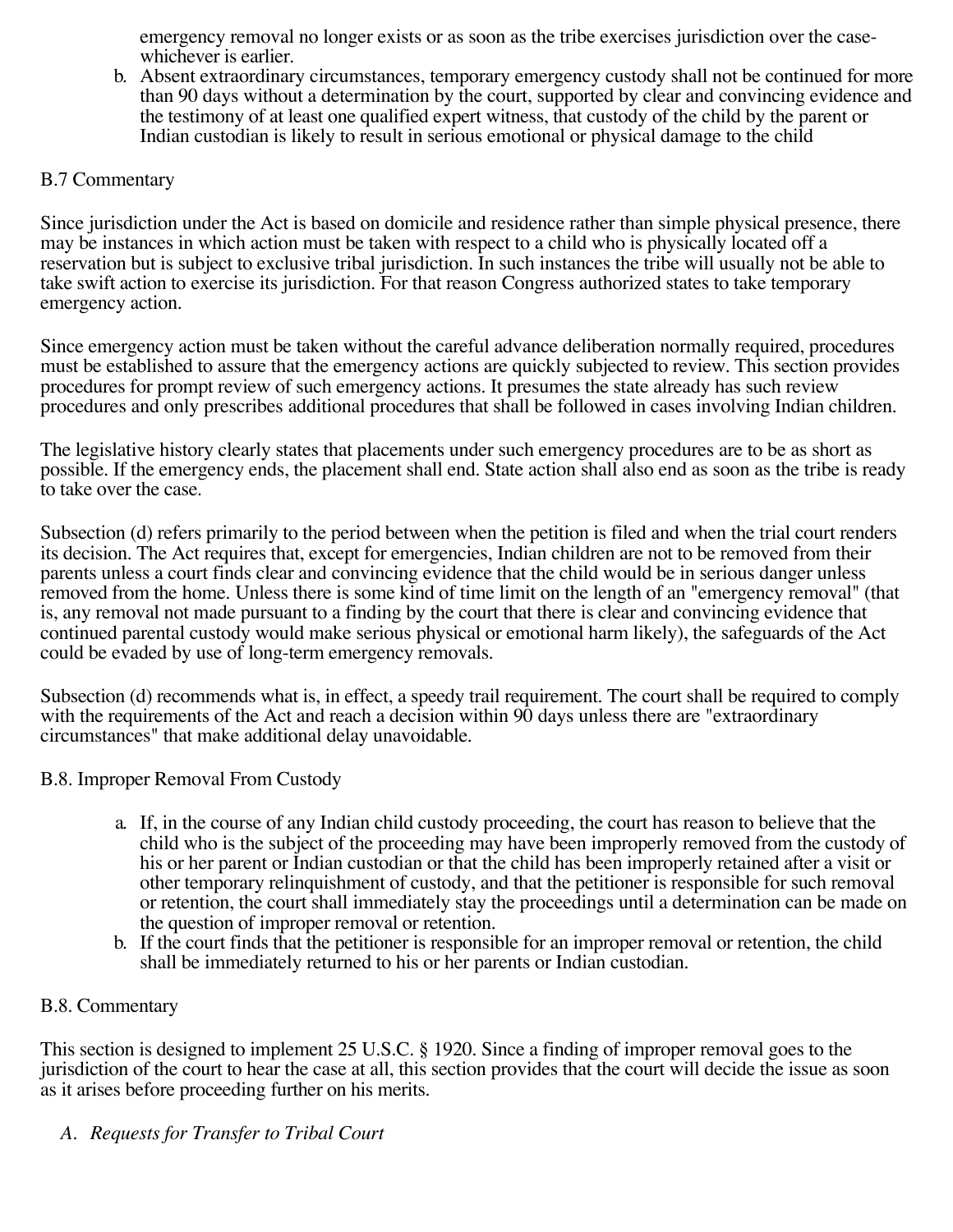emergency removal no longer exists or as soon as the tribe exercises jurisdiction over the case-whichever is earlier.

b. Absent extraordinary circumstances, temporary emergency custody shall not be continued for more than 90 days without a determination by the court, supported by clear and convincing evidence and the testimony of at least one qualified expert witness, that custody of the child by the parent or Indian custodian is likely to result in serious emotional or physical damage to the child

B.7 Commentary

Since jurisdiction under the Act is based on domicile and residence rather than simple physical presence, there may be instances in which action must be taken with respect to a child who is physically located off a reservation but is subject to exclusive tribal jurisdiction. In such instances the tribe will usually not be able to take swift action to exercise its jurisdiction. For that reason Congress authorized states to take temporary emergency action.

Since emergency action must be taken without the careful advance deliberation normally required, procedures must be established to assure that the emergency actions are quickly subjected to review. This section provides procedures for prompt review of such emergency actions. It presumes the state already has such review procedures and only prescribes additional procedures that shall be followed in cases involving Indian children.

The legislative history clearly states that placements under such emergency procedures are to be as short as possible. If the emergency ends, the placement shall end. State action shall also end as soon as the tribe is ready to take over the case.

Subsection (d) refers primarily to the period between when the petition is filed and when the trial court renders its decision. The Act requires that, except for emergencies, Indian children are not to be removed from their parents unless a court finds clear and convincing evidence that the child would be in serious danger unless removed from the home. Unless there is some kind of time limit on the length of an "emergency removal" (that is, any removal not made pursuant to a finding by the court that there is clear and convincing evidence that continued parental custody would make serious physical or emotional harm likely), the safeguards of the Act could be evaded by use of long-term emergency removals.

Subsection (d) recommends what is, in effect, a speedy trail requirement. The court shall be required to comply with the requirements of the Act and reach a decision within 90 days unless there are "extraordinary circumstances" that make additional delay unavoidable.

B.8. Improper Removal From Custody

a. If, in the course of any Indian child custody proceeding, the court has reason to believe that the child who is the subject of the proceeding may have been improperly removed from the custody of his or her parent or Indian custodian or that the child has been improperly retained after a visit or other temporary relinquishment of custody, and that the petitioner is responsible for such removal or retention, the court shall immediately stay the proceedings until a determination can be made on the question of improper removal or retention.
b. If the court finds that the petitioner is responsible for an improper removal or retention, the child shall be immediately returned to his or her parents or Indian custodian.

B.8. Commentary

This section is designed to implement 25 U.S.C. § 1920. Since a finding of improper removal goes to the jurisdiction of the court to hear the case at all, this section provides that the court will decide the issue as soon as it arises before proceeding further on his merits.

A. *Requests for Transfer to Tribal Court*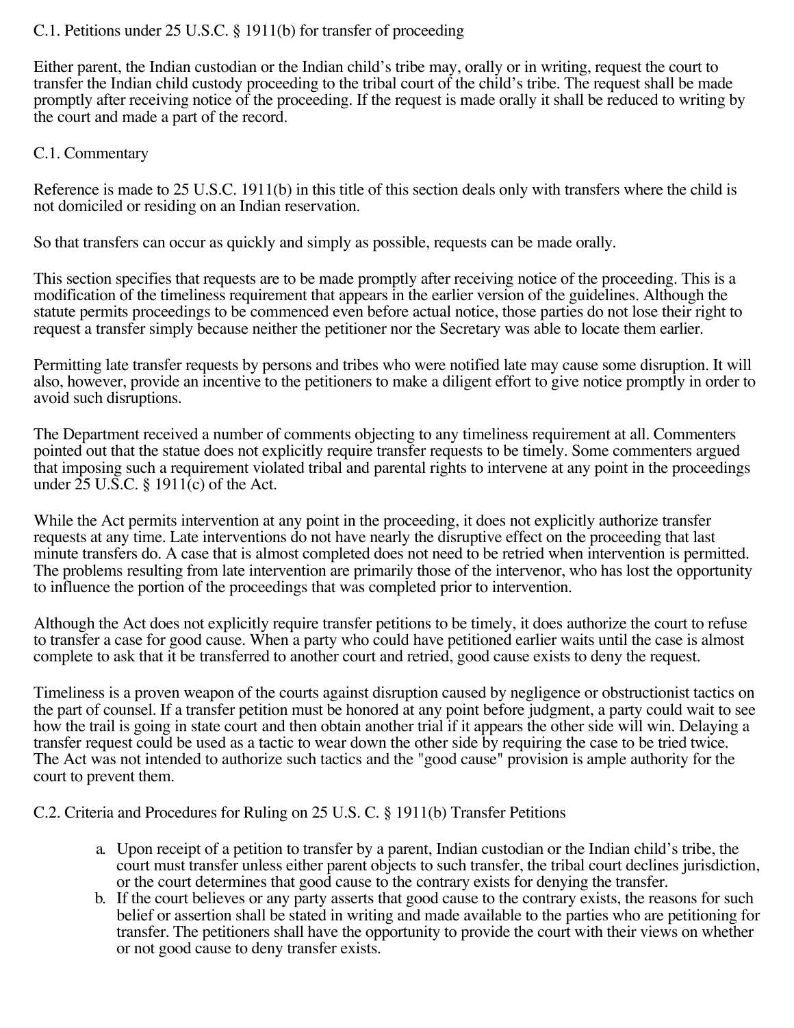C.1. Petitions under 25 U.S.C. § 1911(b) for transfer of proceeding

Either parent, the Indian custodian or the Indian child's tribe may, orally or in writing, request the court to transfer the Indian child custody proceeding to the tribal court of the child's tribe. The request shall be made promptly after receiving notice of the proceeding. If the request is made orally it shall be reduced to writing by the court and made a part of the record.

C.1. Commentary

Reference is made to 25 U.S.C. 1911(b) in this title of this section deals only with transfers where the child is not domiciled or residing on an Indian reservation.

So that transfers can occur as quickly and simply as possible, requests can be made orally.

This section specifies that requests are to be made promptly after receiving notice of the proceeding. This is a modification of the timeliness requirement that appears in the earlier version of the guidelines. Although the statute permits proceedings to be commenced even before actual notice, those parties do not lose their right to request a transfer simply because neither the petitioner nor the Secretary was able to locate them earlier.

Permitting late transfer requests by persons and tribes who were notified late may cause some disruption. It will also, however, provide an incentive to the petitioners to make a diligent effort to give notice promptly in order to avoid such disruptions.

The Department received a number of comments objecting to any timeliness requirement at all. Commenters pointed out that the statue does not explicitly require transfer requests to be timely. Some commenters argued that imposing such a requirement violated tribal and parental rights to intervene at any point in the proceedings under 25 U.S.C. § 1911(c) of the Act.

While the Act permits intervention at any point in the proceeding, it does not explicitly authorize transfer requests at any time. Late interventions do not have nearly the disruptive effect on the proceeding that last minute transfers do. A case that is almost completed does not need to be retried when intervention is permitted. The problems resulting from late intervention are primarily those of the intervenor, who has lost the opportunity to influence the portion of the proceedings that was completed prior to intervention.

Although the Act does not explicitly require transfer petitions to be timely, it does authorize the court to refuse to transfer a case for good cause. When a party who could have petitioned earlier waits until the case is almost complete to ask that it be transferred to another court and retried, good cause exists to deny the request.

Timeliness is a proven weapon of the courts against disruption caused by negligence or obstructionist tactics on the part of counsel. If a transfer petition must be honored at any point before judgment, a party could wait to see how the trail is going in state court and then obtain another trial if it appears the other side will win. Delaying a transfer request could be used as a tactic to wear down the other side by requiring the case to be tried twice. The Act was not intended to authorize such tactics and the "good cause" provision is ample authority for the court to prevent them.

C.2. Criteria and Procedures for Ruling on 25 U.S. C. § 1911(b) Transfer Petitions

a. Upon receipt of a petition to transfer by a parent, Indian custodian or the Indian child's tribe, the court must transfer unless either parent objects to such transfer, the tribal court declines jurisdiction, or the court determines that good cause to the contrary exists for denying the transfer.
b. If the court believes or any party asserts that good cause to the contrary exists, the reasons for such belief or assertion shall be stated in writing and made available to the parties who are petitioning for transfer. The petitioners shall have the opportunity to provide the court with their views on whether or not good cause to deny transfer exists.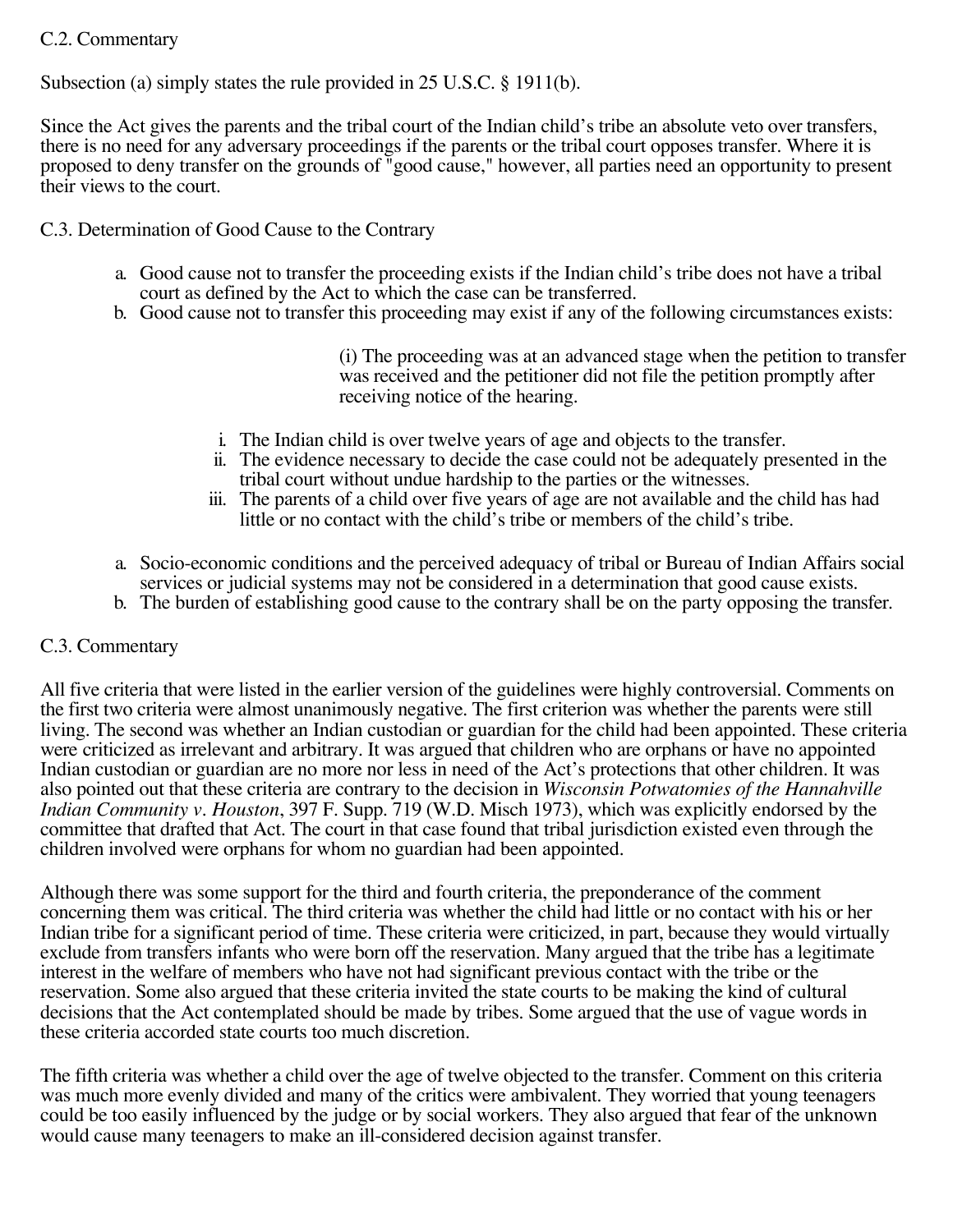C.2. Commentary

Subsection (a) simply states the rule provided in 25 U.S.C. § 1911(b).

Since the Act gives the parents and the tribal court of the Indian child's tribe an absolute veto over transfers, there is no need for any adversary proceedings if the parents or the tribal court opposes transfer. Where it is proposed to deny transfer on the grounds of "good cause," however, all parties need an opportunity to present their views to the court.

C.3. Determination of Good Cause to the Contrary

a. Good cause not to transfer the proceeding exists if the Indian child's tribe does not have a tribal court as defined by the Act to which the case can be transferred.
b. Good cause not to transfer this proceeding may exist if any of the following circumstances exists:

    (i) The proceeding was at an advanced stage when the petition to transfer was received and the petitioner did not file the petition promptly after receiving notice of the hearing.

    i. The Indian child is over twelve years of age and objects to the transfer.
    ii. The evidence necessary to decide the case could not be adequately presented in the tribal court without undue hardship to the parties or the witnesses.
    iii. The parents of a child over five years of age are not available and the child has had little or no contact with the child's tribe or members of the child's tribe.

a. Socio-economic conditions and the perceived adequacy of tribal or Bureau of Indian Affairs social services or judicial systems may not be considered in a determination that good cause exists.
b. The burden of establishing good cause to the contrary shall be on the party opposing the transfer.

C.3. Commentary

All five criteria that were listed in the earlier version of the guidelines were highly controversial. Comments on the first two criteria were almost unanimously negative. The first criterion was whether the parents were still living. The second was whether an Indian custodian or guardian for the child had been appointed. These criteria were criticized as irrelevant and arbitrary. It was argued that children who are orphans or have no appointed Indian custodian or guardian are no more nor less in need of the Act's protections that other children. It was also pointed out that these criteria are contrary to the decision in *Wisconsin Potwatomies of the Hannahville Indian Community v. Houston*, 397 F. Supp. 719 (W.D. Misch 1973), which was explicitly endorsed by the committee that drafted that Act. The court in that case found that tribal jurisdiction existed even through the children involved were orphans for whom no guardian had been appointed.

Although there was some support for the third and fourth criteria, the preponderance of the comment concerning them was critical. The third criteria was whether the child had little or no contact with his or her Indian tribe for a significant period of time. These criteria were criticized, in part, because they would virtually exclude from transfers infants who were born off the reservation. Many argued that the tribe has a legitimate interest in the welfare of members who have not had significant previous contact with the tribe or the reservation. Some also argued that these criteria invited the state courts to be making the kind of cultural decisions that the Act contemplated should be made by tribes. Some argued that the use of vague words in these criteria accorded state courts too much discretion.

The fifth criteria was whether a child over the age of twelve objected to the transfer. Comment on this criteria was much more evenly divided and many of the critics were ambivalent. They worried that young teenagers could be too easily influenced by the judge or by social workers. They also argued that fear of the unknown would cause many teenagers to make an ill-considered decision against transfer.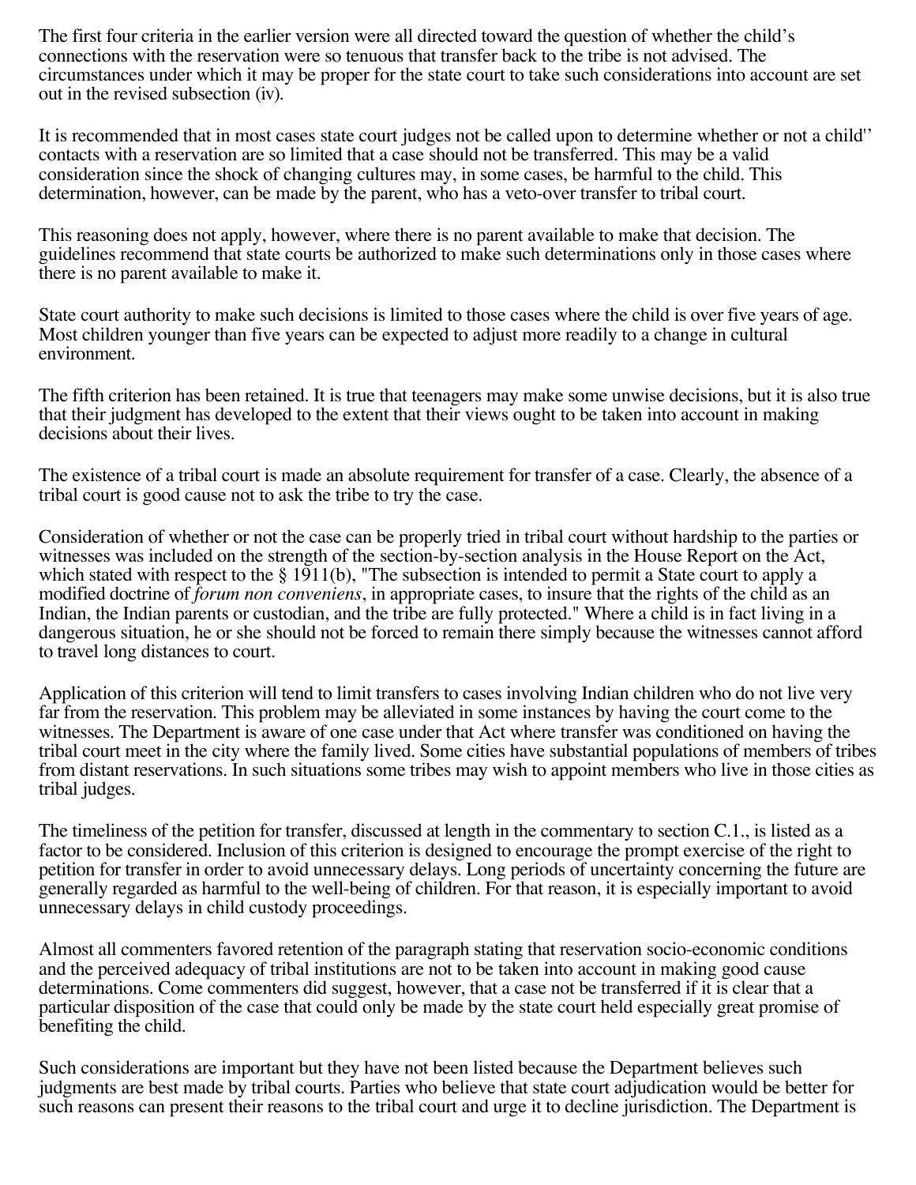The first four criteria in the earlier version were all directed toward the question of whether the child's connections with the reservation were so tenuous that transfer back to the tribe is not advised. The circumstances under which it may be proper for the state court to take such considerations into account are set out in the revised subsection (iv).

It is recommended that in most cases state court judges not be called upon to determine whether or not a child'' contacts with a reservation are so limited that a case should not be transferred. This may be a valid consideration since the shock of changing cultures may, in some cases, be harmful to the child. This determination, however, can be made by the parent, who has a veto-over transfer to tribal court.

This reasoning does not apply, however, where there is no parent available to make that decision. The guidelines recommend that state courts be authorized to make such determinations only in those cases where there is no parent available to make it.

State court authority to make such decisions is limited to those cases where the child is over five years of age. Most children younger than five years can be expected to adjust more readily to a change in cultural environment.

The fifth criterion has been retained. It is true that teenagers may make some unwise decisions, but it is also true that their judgment has developed to the extent that their views ought to be taken into account in making decisions about their lives.

The existence of a tribal court is made an absolute requirement for transfer of a case. Clearly, the absence of a tribal court is good cause not to ask the tribe to try the case.

Consideration of whether or not the case can be properly tried in tribal court without hardship to the parties or witnesses was included on the strength of the section-by-section analysis in the House Report on the Act, which stated with respect to the § 1911(b), "The subsection is intended to permit a State court to apply a modified doctrine of *forum non conveniens*, in appropriate cases, to insure that the rights of the child as an Indian, the Indian parents or custodian, and the tribe are fully protected." Where a child is in fact living in a dangerous situation, he or she should not be forced to remain there simply because the witnesses cannot afford to travel long distances to court.

Application of this criterion will tend to limit transfers to cases involving Indian children who do not live very far from the reservation. This problem may be alleviated in some instances by having the court come to the witnesses. The Department is aware of one case under that Act where transfer was conditioned on having the tribal court meet in the city where the family lived. Some cities have substantial populations of members of tribes from distant reservations. In such situations some tribes may wish to appoint members who live in those cities as tribal judges.

The timeliness of the petition for transfer, discussed at length in the commentary to section C.1., is listed as a factor to be considered. Inclusion of this criterion is designed to encourage the prompt exercise of the right to petition for transfer in order to avoid unnecessary delays. Long periods of uncertainty concerning the future are generally regarded as harmful to the well-being of children. For that reason, it is especially important to avoid unnecessary delays in child custody proceedings.

Almost all commenters favored retention of the paragraph stating that reservation socio-economic conditions and the perceived adequacy of tribal institutions are not to be taken into account in making good cause determinations. Come commenters did suggest, however, that a case not be transferred if it is clear that a particular disposition of the case that could only be made by the state court held especially great promise of benefiting the child.

Such considerations are important but they have not been listed because the Department believes such judgments are best made by tribal courts. Parties who believe that state court adjudication would be better for such reasons can present their reasons to the tribal court and urge it to decline jurisdiction. The Department is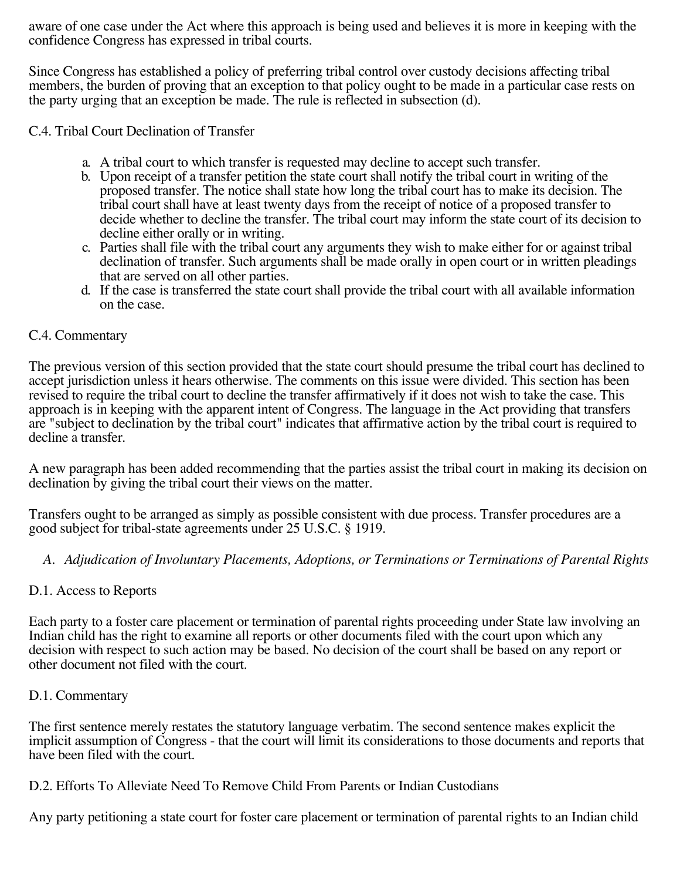aware of one case under the Act where this approach is being used and believes it is more in keeping with the confidence Congress has expressed in tribal courts.

Since Congress has established a policy of preferring tribal control over custody decisions affecting tribal members, the burden of proving that an exception to that policy ought to be made in a particular case rests on the party urging that an exception be made. The rule is reflected in subsection (d).

C.4. Tribal Court Declination of Transfer

a. A tribal court to which transfer is requested may decline to accept such transfer.
b. Upon receipt of a transfer petition the state court shall notify the tribal court in writing of the proposed transfer. The notice shall state how long the tribal court has to make its decision. The tribal court shall have at least twenty days from the receipt of notice of a proposed transfer to decide whether to decline the transfer. The tribal court may inform the state court of its decision to decline either orally or in writing.
c. Parties shall file with the tribal court any arguments they wish to make either for or against tribal declination of transfer. Such arguments shall be made orally in open court or in written pleadings that are served on all other parties.
d. If the case is transferred the state court shall provide the tribal court with all available information on the case.

C.4. Commentary

The previous version of this section provided that the state court should presume the tribal court has declined to accept jurisdiction unless it hears otherwise. The comments on this issue were divided. This section has been revised to require the tribal court to decline the transfer affirmatively if it does not wish to take the case. This approach is in keeping with the apparent intent of Congress. The language in the Act providing that transfers are "subject to declination by the tribal court" indicates that affirmative action by the tribal court is required to decline a transfer.

A new paragraph has been added recommending that the parties assist the tribal court in making its decision on declination by giving the tribal court their views on the matter.

Transfers ought to be arranged as simply as possible consistent with due process. Transfer procedures are a good subject for tribal-state agreements under 25 U.S.C. § 1919.

A. *Adjudication of Involuntary Placements, Adoptions, or Terminations or Terminations of Parental Rights*

D.1. Access to Reports

Each party to a foster care placement or termination of parental rights proceeding under State law involving an Indian child has the right to examine all reports or other documents filed with the court upon which any decision with respect to such action may be based. No decision of the court shall be based on any report or other document not filed with the court.

D.1. Commentary

The first sentence merely restates the statutory language verbatim. The second sentence makes explicit the implicit assumption of Congress - that the court will limit its considerations to those documents and reports that have been filed with the court.

D.2. Efforts To Alleviate Need To Remove Child From Parents or Indian Custodians

Any party petitioning a state court for foster care placement or termination of parental rights to an Indian child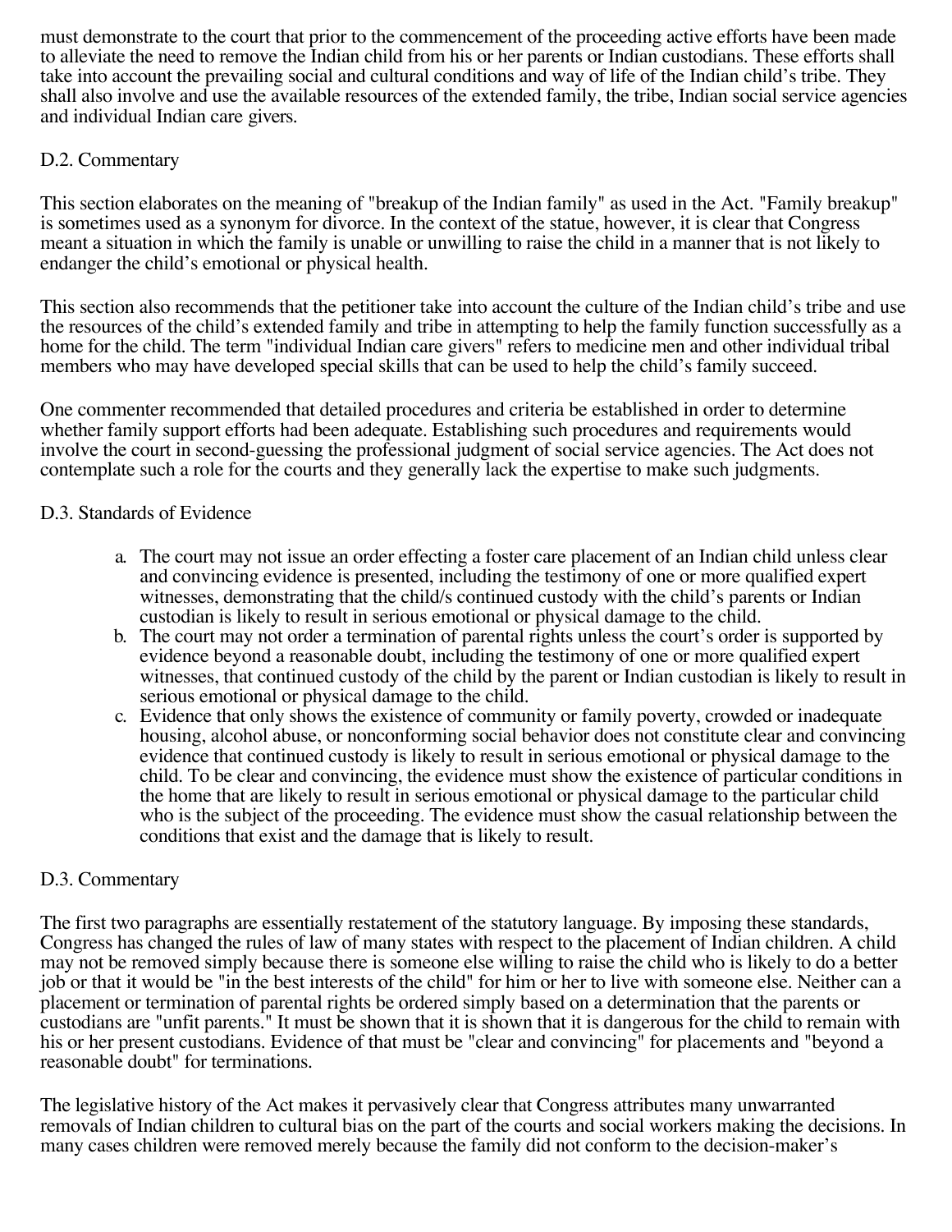must demonstrate to the court that prior to the commencement of the proceeding active efforts have been made to alleviate the need to remove the Indian child from his or her parents or Indian custodians. These efforts shall take into account the prevailing social and cultural conditions and way of life of the Indian child's tribe. They shall also involve and use the available resources of the extended family, the tribe, Indian social service agencies and individual Indian care givers.

D.2. Commentary

This section elaborates on the meaning of "breakup of the Indian family" as used in the Act. "Family breakup" is sometimes used as a synonym for divorce. In the context of the statue, however, it is clear that Congress meant a situation in which the family is unable or unwilling to raise the child in a manner that is not likely to endanger the child's emotional or physical health.

This section also recommends that the petitioner take into account the culture of the Indian child's tribe and use the resources of the child's extended family and tribe in attempting to help the family function successfully as a home for the child. The term "individual Indian care givers" refers to medicine men and other individual tribal members who may have developed special skills that can be used to help the child's family succeed.

One commenter recommended that detailed procedures and criteria be established in order to determine whether family support efforts had been adequate. Establishing such procedures and requirements would involve the court in second-guessing the professional judgment of social service agencies. The Act does not contemplate such a role for the courts and they generally lack the expertise to make such judgments.

D.3. Standards of Evidence

a. The court may not issue an order effecting a foster care placement of an Indian child unless clear and convincing evidence is presented, including the testimony of one or more qualified expert witnesses, demonstrating that the child/s continued custody with the child's parents or Indian custodian is likely to result in serious emotional or physical damage to the child.
b. The court may not order a termination of parental rights unless the court's order is supported by evidence beyond a reasonable doubt, including the testimony of one or more qualified expert witnesses, that continued custody of the child by the parent or Indian custodian is likely to result in serious emotional or physical damage to the child.
c. Evidence that only shows the existence of community or family poverty, crowded or inadequate housing, alcohol abuse, or nonconforming social behavior does not constitute clear and convincing evidence that continued custody is likely to result in serious emotional or physical damage to the child. To be clear and convincing, the evidence must show the existence of particular conditions in the home that are likely to result in serious emotional or physical damage to the particular child who is the subject of the proceeding. The evidence must show the casual relationship between the conditions that exist and the damage that is likely to result.

D.3. Commentary

The first two paragraphs are essentially restatement of the statutory language. By imposing these standards, Congress has changed the rules of law of many states with respect to the placement of Indian children. A child may not be removed simply because there is someone else willing to raise the child who is likely to do a better job or that it would be "in the best interests of the child" for him or her to live with someone else. Neither can a placement or termination of parental rights be ordered simply based on a determination that the parents or custodians are "unfit parents." It must be shown that it is shown that it is dangerous for the child to remain with his or her present custodians. Evidence of that must be "clear and convincing" for placements and "beyond a reasonable doubt" for terminations.

The legislative history of the Act makes it pervasively clear that Congress attributes many unwarranted removals of Indian children to cultural bias on the part of the courts and social workers making the decisions. In many cases children were removed merely because the family did not conform to the decision-maker's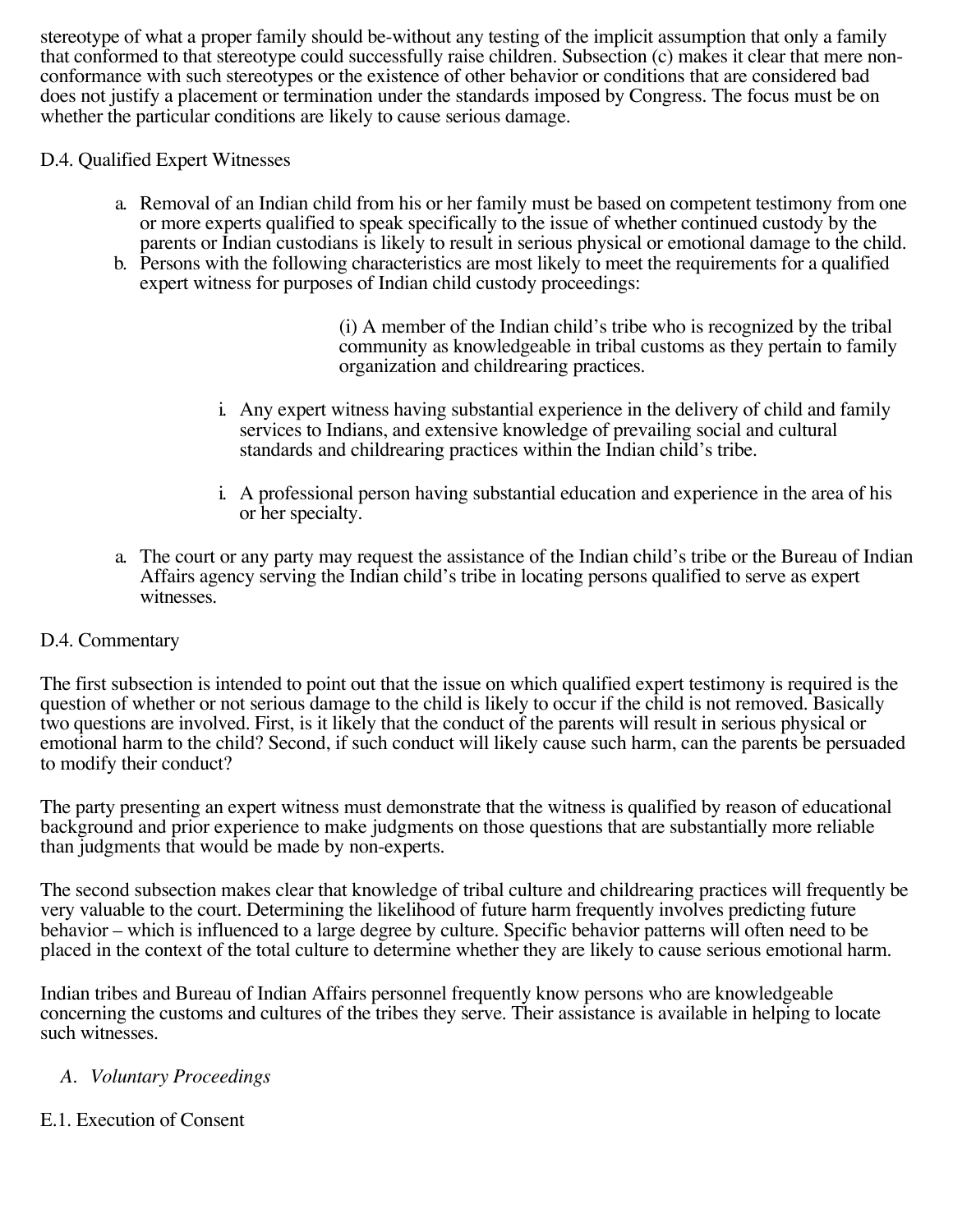stereotype of what a proper family should be-without any testing of the implicit assumption that only a family that conformed to that stereotype could successfully raise children. Subsection (c) makes it clear that mere non-conformance with such stereotypes or the existence of other behavior or conditions that are considered bad does not justify a placement or termination under the standards imposed by Congress. The focus must be on whether the particular conditions are likely to cause serious damage.

D.4. Qualified Expert Witnesses

a. Removal of an Indian child from his or her family must be based on competent testimony from one or more experts qualified to speak specifically to the issue of whether continued custody by the parents or Indian custodians is likely to result in serious physical or emotional damage to the child.
b. Persons with the following characteristics are most likely to meet the requirements for a qualified expert witness for purposes of Indian child custody proceedings:

    (i) A member of the Indian child's tribe who is recognized by the tribal community as knowledgeable in tribal customs as they pertain to family organization and childrearing practices.

    i. Any expert witness having substantial experience in the delivery of child and family services to Indians, and extensive knowledge of prevailing social and cultural standards and childrearing practices within the Indian child's tribe.

    i. A professional person having substantial education and experience in the area of his or her specialty.

a. The court or any party may request the assistance of the Indian child's tribe or the Bureau of Indian Affairs agency serving the Indian child's tribe in locating persons qualified to serve as expert witnesses.

D.4. Commentary

The first subsection is intended to point out that the issue on which qualified expert testimony is required is the question of whether or not serious damage to the child is likely to occur if the child is not removed. Basically two questions are involved. First, is it likely that the conduct of the parents will result in serious physical or emotional harm to the child? Second, if such conduct will likely cause such harm, can the parents be persuaded to modify their conduct?

The party presenting an expert witness must demonstrate that the witness is qualified by reason of educational background and prior experience to make judgments on those questions that are substantially more reliable than judgments that would be made by non-experts.

The second subsection makes clear that knowledge of tribal culture and childrearing practices will frequently be very valuable to the court. Determining the likelihood of future harm frequently involves predicting future behavior – which is influenced to a large degree by culture. Specific behavior patterns will often need to be placed in the context of the total culture to determine whether they are likely to cause serious emotional harm.

Indian tribes and Bureau of Indian Affairs personnel frequently know persons who are knowledgeable concerning the customs and cultures of the tribes they serve. Their assistance is available in helping to locate such witnesses.

A. *Voluntary Proceedings*

E.1. Execution of Consent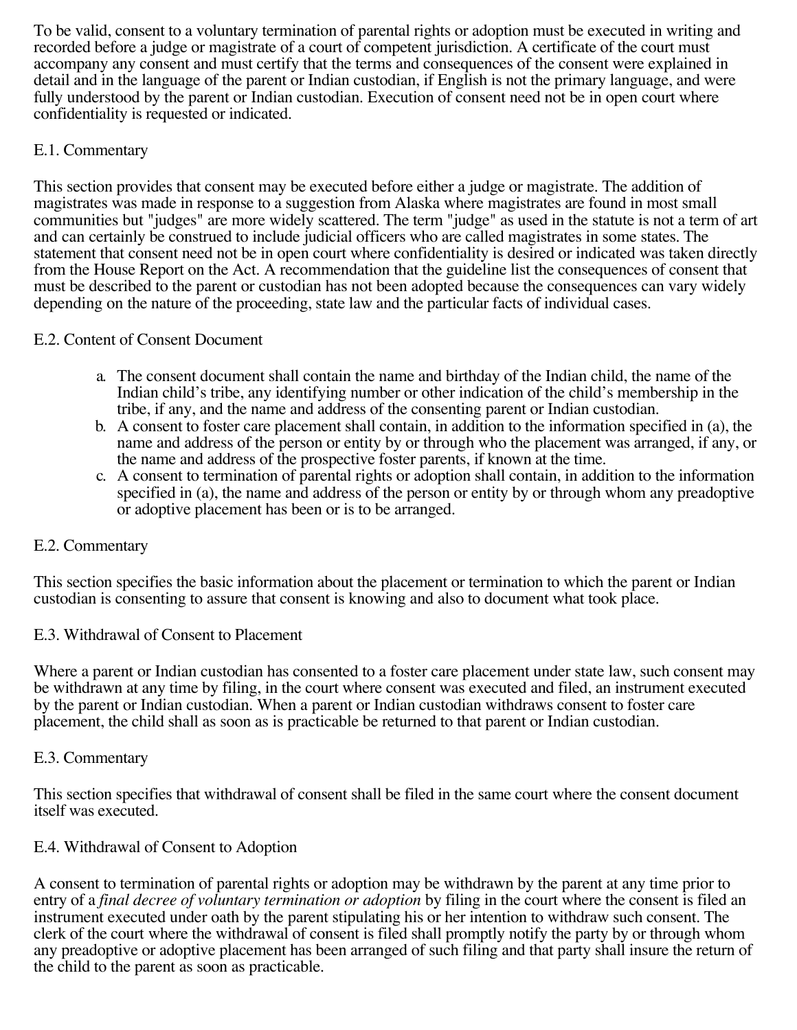To be valid, consent to a voluntary termination of parental rights or adoption must be executed in writing and recorded before a judge or magistrate of a court of competent jurisdiction. A certificate of the court must accompany any consent and must certify that the terms and consequences of the consent were explained in detail and in the language of the parent or Indian custodian, if English is not the primary language, and were fully understood by the parent or Indian custodian. Execution of consent need not be in open court where confidentiality is requested or indicated.

E.1. Commentary

This section provides that consent may be executed before either a judge or magistrate. The addition of magistrates was made in response to a suggestion from Alaska where magistrates are found in most small communities but "judges" are more widely scattered. The term "judge" as used in the statute is not a term of art and can certainly be construed to include judicial officers who are called magistrates in some states. The statement that consent need not be in open court where confidentiality is desired or indicated was taken directly from the House Report on the Act. A recommendation that the guideline list the consequences of consent that must be described to the parent or custodian has not been adopted because the consequences can vary widely depending on the nature of the proceeding, state law and the particular facts of individual cases.

E.2. Content of Consent Document

a. The consent document shall contain the name and birthday of the Indian child, the name of the Indian child's tribe, any identifying number or other indication of the child's membership in the tribe, if any, and the name and address of the consenting parent or Indian custodian.
b. A consent to foster care placement shall contain, in addition to the information specified in (a), the name and address of the person or entity by or through who the placement was arranged, if any, or the name and address of the prospective foster parents, if known at the time.
c. A consent to termination of parental rights or adoption shall contain, in addition to the information specified in (a), the name and address of the person or entity by or through whom any preadoptive or adoptive placement has been or is to be arranged.

E.2. Commentary

This section specifies the basic information about the placement or termination to which the parent or Indian custodian is consenting to assure that consent is knowing and also to document what took place.

E.3. Withdrawal of Consent to Placement

Where a parent or Indian custodian has consented to a foster care placement under state law, such consent may be withdrawn at any time by filing, in the court where consent was executed and filed, an instrument executed by the parent or Indian custodian. When a parent or Indian custodian withdraws consent to foster care placement, the child shall as soon as is practicable be returned to that parent or Indian custodian.

E.3. Commentary

This section specifies that withdrawal of consent shall be filed in the same court where the consent document itself was executed.

E.4. Withdrawal of Consent to Adoption

A consent to termination of parental rights or adoption may be withdrawn by the parent at any time prior to entry of a *final decree of voluntary termination or adoption* by filing in the court where the consent is filed an instrument executed under oath by the parent stipulating his or her intention to withdraw such consent. The clerk of the court where the withdrawal of consent is filed shall promptly notify the party by or through whom any preadoptive or adoptive placement has been arranged of such filing and that party shall insure the return of the child to the parent as soon as practicable.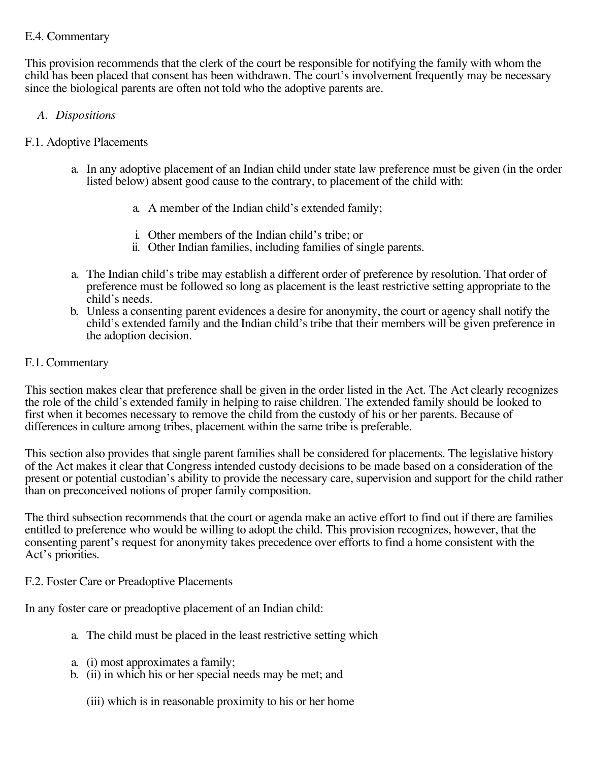E.4. Commentary

This provision recommends that the clerk of the court be responsible for notifying the family with whom the child has been placed that consent has been withdrawn. The court's involvement frequently may be necessary since the biological parents are often not told who the adoptive parents are.

A. *Dispositions*

F.1. Adoptive Placements

a. In any adoptive placement of an Indian child under state law preference must be given (in the order listed below) absent good cause to the contrary, to placement of the child with:

    a. A member of the Indian child's extended family;

    i. Other members of the Indian child's tribe; or
    ii. Other Indian families, including families of single parents.

a. The Indian child's tribe may establish a different order of preference by resolution. That order of preference must be followed so long as placement is the least restrictive setting appropriate to the child's needs.
b. Unless a consenting parent evidences a desire for anonymity, the court or agency shall notify the child's extended family and the Indian child's tribe that their members will be given preference in the adoption decision.

F.1. Commentary

This section makes clear that preference shall be given in the order listed in the Act. The Act clearly recognizes the role of the child's extended family in helping to raise children. The extended family should be looked to first when it becomes necessary to remove the child from the custody of his or her parents. Because of differences in culture among tribes, placement within the same tribe is preferable.

This section also provides that single parent families shall be considered for placements. The legislative history of the Act makes it clear that Congress intended custody decisions to be made based on a consideration of the present or potential custodian's ability to provide the necessary care, supervision and support for the child rather than on preconceived notions of proper family composition.

The third subsection recommends that the court or agenda make an active effort to find out if there are families entitled to preference who would be willing to adopt the child. This provision recognizes, however, that the consenting parent's request for anonymity takes precedence over efforts to find a home consistent with the Act's priorities.

F.2. Foster Care or Preadoptive Placements

In any foster care or preadoptive placement of an Indian child:

a. The child must be placed in the least restrictive setting which

a. (i) most approximates a family;
b. (ii) in which his or her special needs may be met; and

    (iii) which is in reasonable proximity to his or her home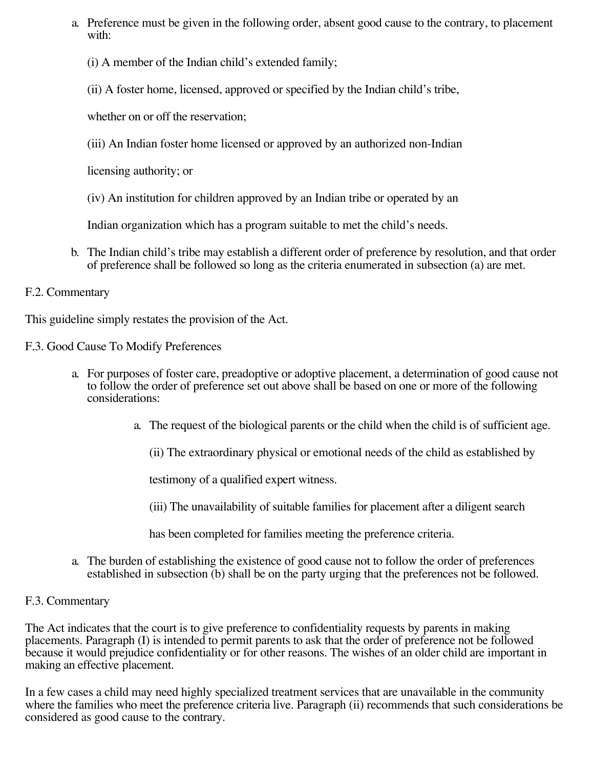a. Preference must be given in the following order, absent good cause to the contrary, to placement with:

   (i) A member of the Indian child's extended family;

   (ii) A foster home, licensed, approved or specified by the Indian child's tribe,

   whether on or off the reservation;

   (iii) An Indian foster home licensed or approved by an authorized non-Indian

   licensing authority; or

   (iv) An institution for children approved by an Indian tribe or operated by an

   Indian organization which has a program suitable to met the child's needs.

b. The Indian child's tribe may establish a different order of preference by resolution, and that order of preference shall be followed so long as the criteria enumerated in subsection (a) are met.

F.2. Commentary

This guideline simply restates the provision of the Act.

F.3. Good Cause To Modify Preferences

a. For purposes of foster care, preadoptive or adoptive placement, a determination of good cause not to follow the order of preference set out above shall be based on one or more of the following considerations:

   a. The request of the biological parents or the child when the child is of sufficient age.

      (ii) The extraordinary physical or emotional needs of the child as established by

      testimony of a qualified expert witness.

      (iii) The unavailability of suitable families for placement after a diligent search

      has been completed for families meeting the preference criteria.

a. The burden of establishing the existence of good cause not to follow the order of preferences established in subsection (b) shall be on the party urging that the preferences not be followed.

F.3. Commentary

The Act indicates that the court is to give preference to confidentiality requests by parents in making placements. Paragraph (I) is intended to permit parents to ask that the order of preference not be followed because it would prejudice confidentiality or for other reasons. The wishes of an older child are important in making an effective placement.

In a few cases a child may need highly specialized treatment services that are unavailable in the community where the families who meet the preference criteria live. Paragraph (ii) recommends that such considerations be considered as good cause to the contrary.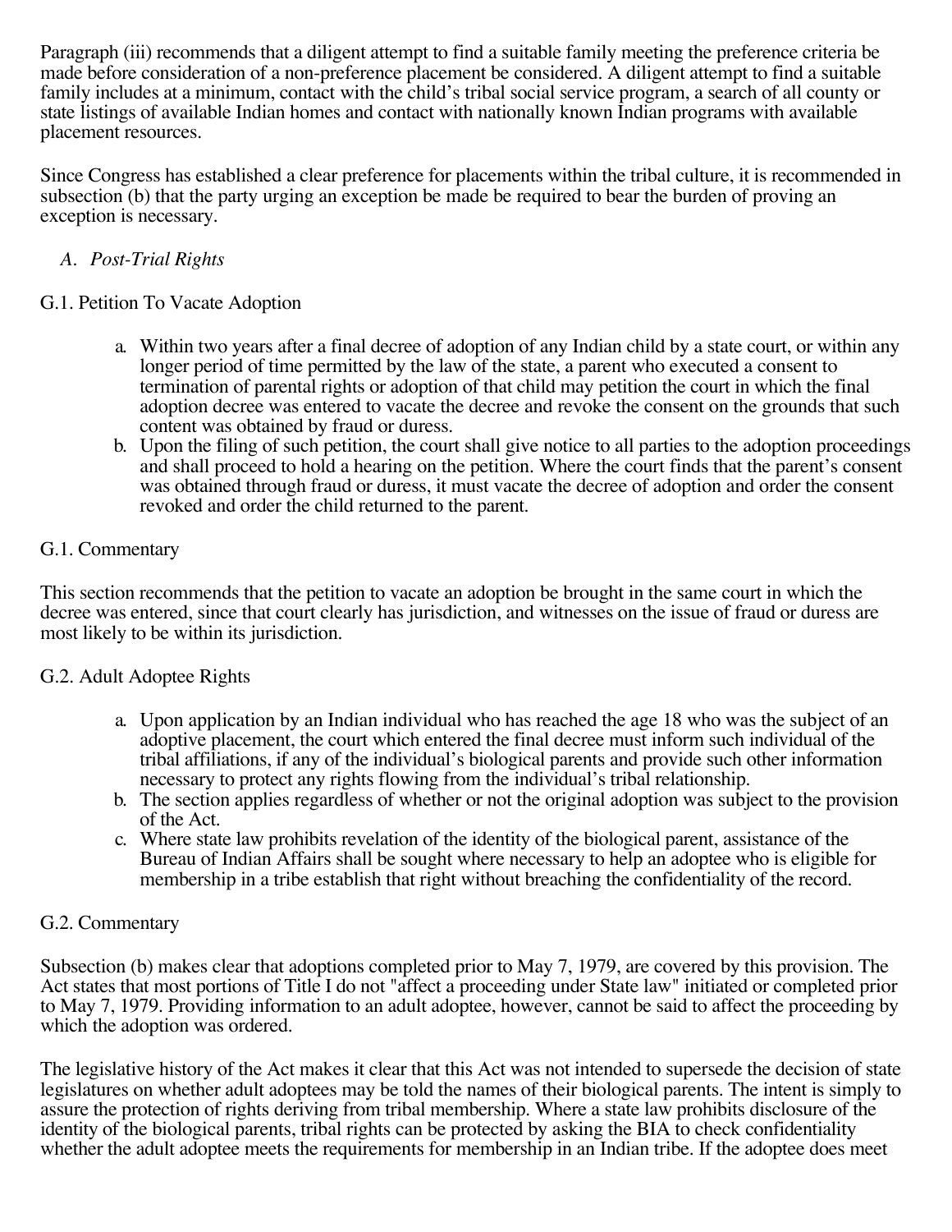Paragraph (iii) recommends that a diligent attempt to find a suitable family meeting the preference criteria be made before consideration of a non-preference placement be considered. A diligent attempt to find a suitable family includes at a minimum, contact with the child's tribal social service program, a search of all county or state listings of available Indian homes and contact with nationally known Indian programs with available placement resources.

Since Congress has established a clear preference for placements within the tribal culture, it is recommended in subsection (b) that the party urging an exception be made be required to bear the burden of proving an exception is necessary.

A. *Post-Trial Rights*

G.1. Petition To Vacate Adoption

a. Within two years after a final decree of adoption of any Indian child by a state court, or within any longer period of time permitted by the law of the state, a parent who executed a consent to termination of parental rights or adoption of that child may petition the court in which the final adoption decree was entered to vacate the decree and revoke the consent on the grounds that such content was obtained by fraud or duress.
b. Upon the filing of such petition, the court shall give notice to all parties to the adoption proceedings and shall proceed to hold a hearing on the petition. Where the court finds that the parent's consent was obtained through fraud or duress, it must vacate the decree of adoption and order the consent revoked and order the child returned to the parent.

G.1. Commentary

This section recommends that the petition to vacate an adoption be brought in the same court in which the decree was entered, since that court clearly has jurisdiction, and witnesses on the issue of fraud or duress are most likely to be within its jurisdiction.

G.2. Adult Adoptee Rights

a. Upon application by an Indian individual who has reached the age 18 who was the subject of an adoptive placement, the court which entered the final decree must inform such individual of the tribal affiliations, if any of the individual's biological parents and provide such other information necessary to protect any rights flowing from the individual's tribal relationship.
b. The section applies regardless of whether or not the original adoption was subject to the provision of the Act.
c. Where state law prohibits revelation of the identity of the biological parent, assistance of the Bureau of Indian Affairs shall be sought where necessary to help an adoptee who is eligible for membership in a tribe establish that right without breaching the confidentiality of the record.

G.2. Commentary

Subsection (b) makes clear that adoptions completed prior to May 7, 1979, are covered by this provision. The Act states that most portions of Title I do not "affect a proceeding under State law" initiated or completed prior to May 7, 1979. Providing information to an adult adoptee, however, cannot be said to affect the proceeding by which the adoption was ordered.

The legislative history of the Act makes it clear that this Act was not intended to supersede the decision of state legislatures on whether adult adoptees may be told the names of their biological parents. The intent is simply to assure the protection of rights deriving from tribal membership. Where a state law prohibits disclosure of the identity of the biological parents, tribal rights can be protected by asking the BIA to check confidentiality whether the adult adoptee meets the requirements for membership in an Indian tribe. If the adoptee does meet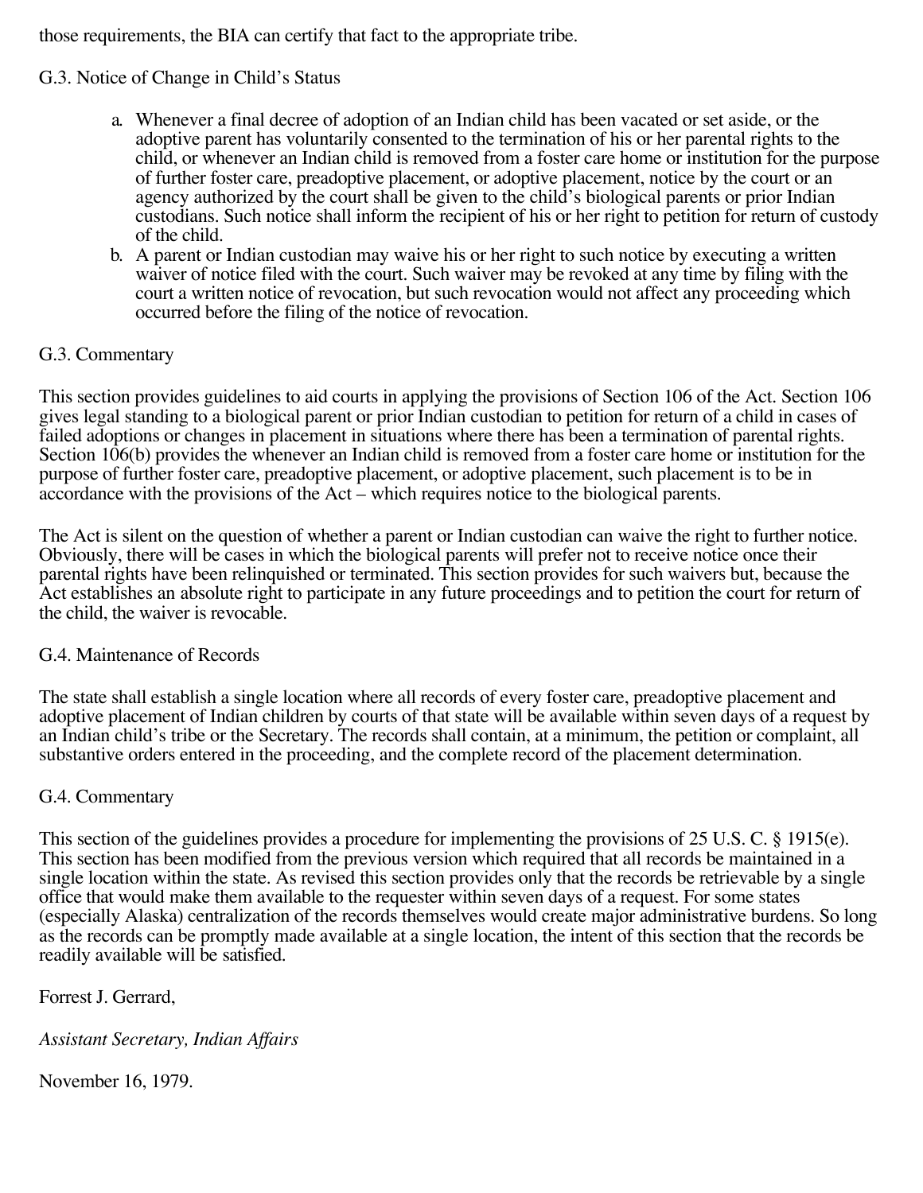those requirements, the BIA can certify that fact to the appropriate tribe.

G.3. Notice of Change in Child's Status

a. Whenever a final decree of adoption of an Indian child has been vacated or set aside, or the adoptive parent has voluntarily consented to the termination of his or her parental rights to the child, or whenever an Indian child is removed from a foster care home or institution for the purpose of further foster care, preadoptive placement, or adoptive placement, notice by the court or an agency authorized by the court shall be given to the child's biological parents or prior Indian custodians. Such notice shall inform the recipient of his or her right to petition for return of custody of the child.
b. A parent or Indian custodian may waive his or her right to such notice by executing a written waiver of notice filed with the court. Such waiver may be revoked at any time by filing with the court a written notice of revocation, but such revocation would not affect any proceeding which occurred before the filing of the notice of revocation.

G.3. Commentary

This section provides guidelines to aid courts in applying the provisions of Section 106 of the Act. Section 106 gives legal standing to a biological parent or prior Indian custodian to petition for return of a child in cases of failed adoptions or changes in placement in situations where there has been a termination of parental rights. Section 106(b) provides the whenever an Indian child is removed from a foster care home or institution for the purpose of further foster care, preadoptive placement, or adoptive placement, such placement is to be in accordance with the provisions of the Act – which requires notice to the biological parents.

The Act is silent on the question of whether a parent or Indian custodian can waive the right to further notice. Obviously, there will be cases in which the biological parents will prefer not to receive notice once their parental rights have been relinquished or terminated. This section provides for such waivers but, because the Act establishes an absolute right to participate in any future proceedings and to petition the court for return of the child, the waiver is revocable.

G.4. Maintenance of Records

The state shall establish a single location where all records of every foster care, preadoptive placement and adoptive placement of Indian children by courts of that state will be available within seven days of a request by an Indian child's tribe or the Secretary. The records shall contain, at a minimum, the petition or complaint, all substantive orders entered in the proceeding, and the complete record of the placement determination.

G.4. Commentary

This section of the guidelines provides a procedure for implementing the provisions of 25 U.S. C. § 1915(e). This section has been modified from the previous version which required that all records be maintained in a single location within the state. As revised this section provides only that the records be retrievable by a single office that would make them available to the requester within seven days of a request. For some states (especially Alaska) centralization of the records themselves would create major administrative burdens. So long as the records can be promptly made available at a single location, the intent of this section that the records be readily available will be satisfied.

Forrest J. Gerrard,

*Assistant Secretary, Indian Affairs*

November 16, 1979.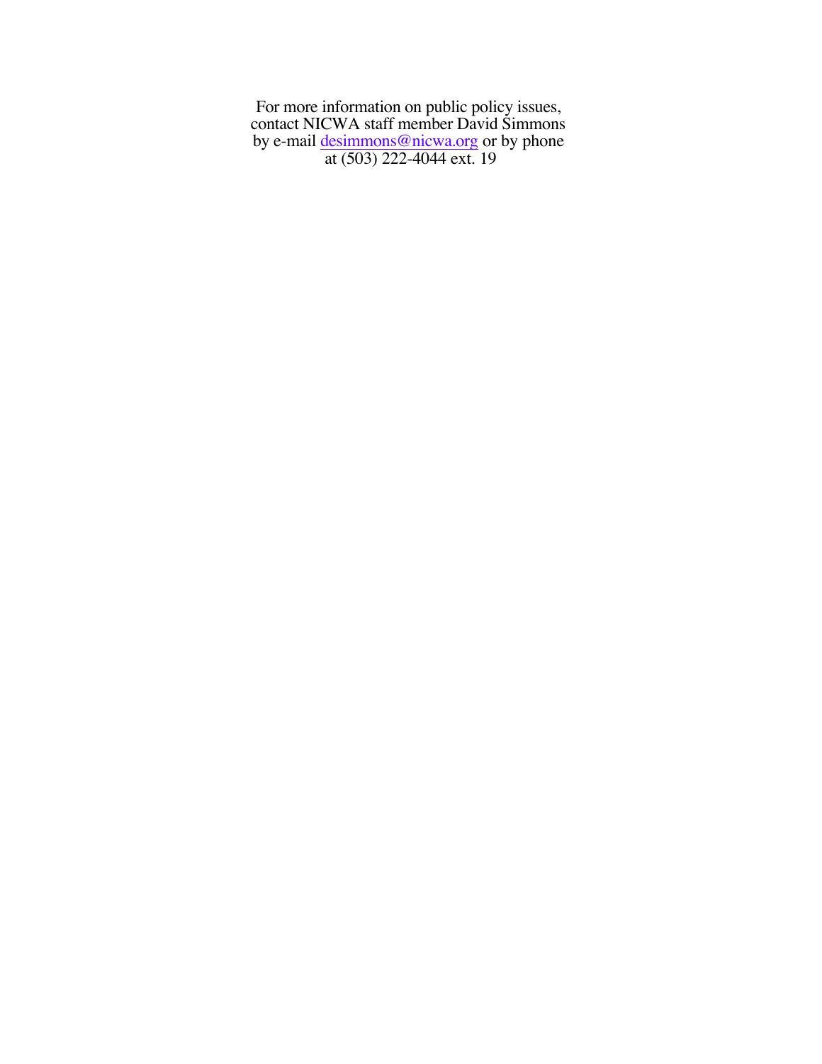For more information on public policy issues, contact NICWA staff member David Simmons by e-mail desimmons@nicwa.org or by phone at (503) 222-4044 ext. 19